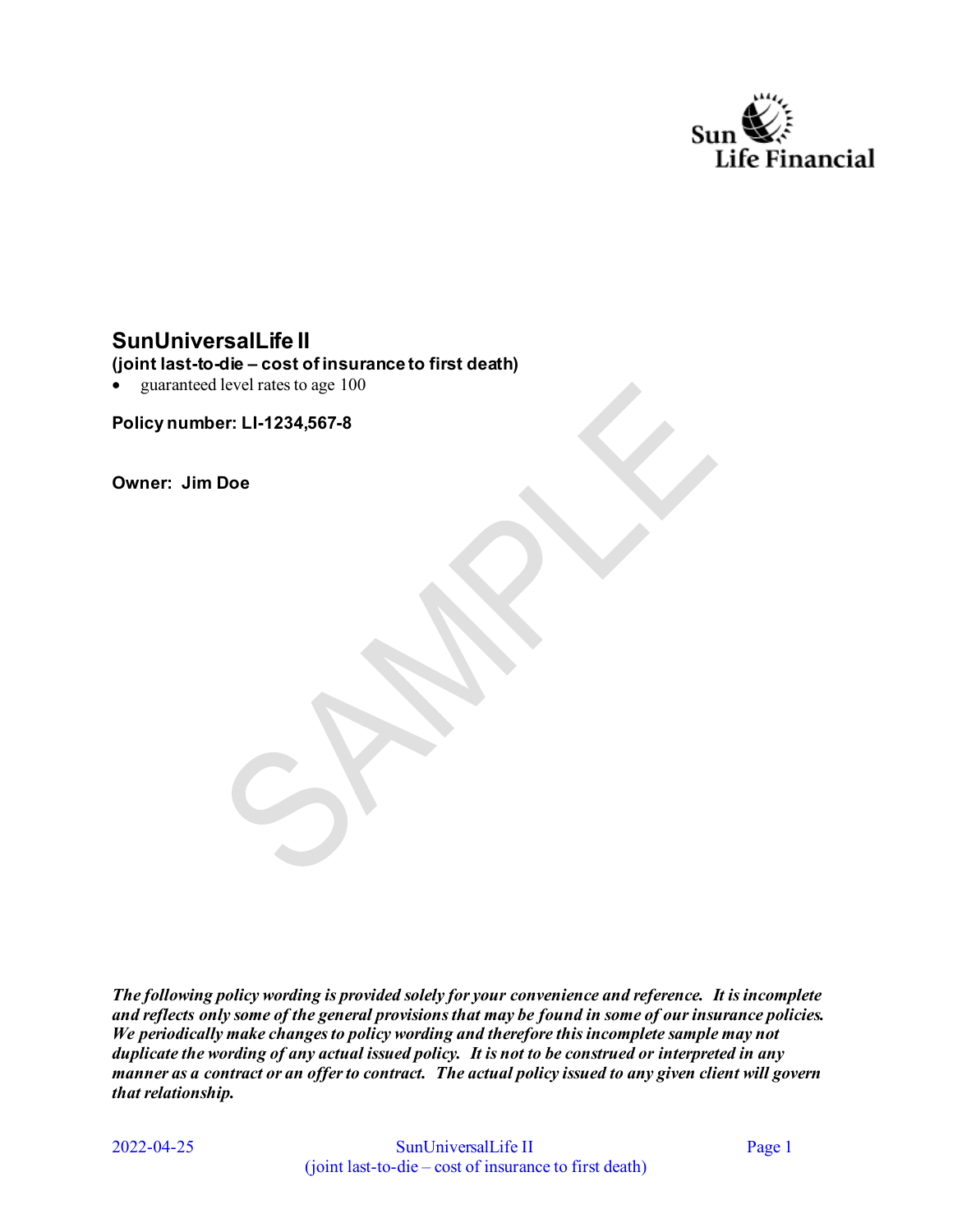# SunUniversalLife II

**(joint last-to-die – cost of insurance to first death)**

- guaranteed level rates to age 100

**Policy number: LI-1234,567-8**

**Owner: Jim Doe**

***The following policy wording is provided solely for your convenience and reference. It is incomplete and reflects only some of the general provisions that may be found in some of our insurance policies. We periodically make changes to policy wording and therefore this incomplete sample may not duplicate the wording of any actual issued policy. It is not to be construed or interpreted in any manner as a contract or an offer to contract. The actual policy issued to any given client will govern that relationship.***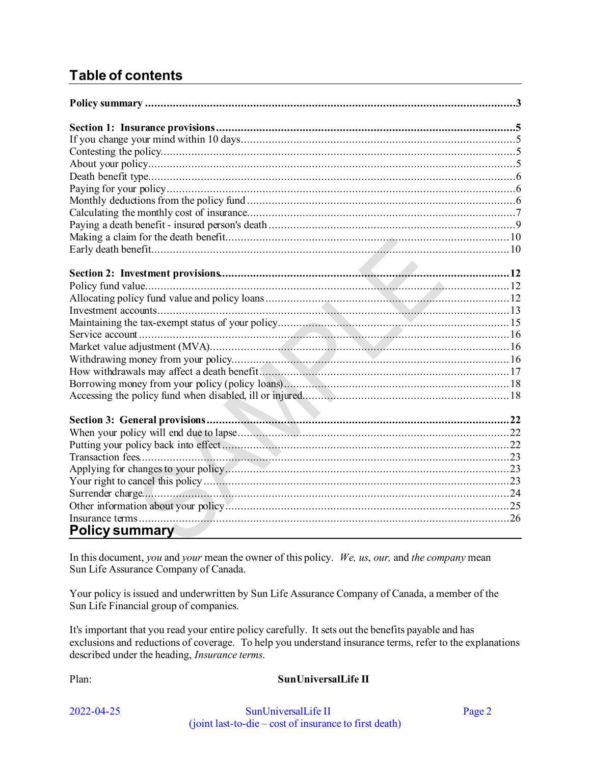## Table of contents

| | |
|---|---|
| **Policy summary** | **3** |
| **Section 1: Insurance provisions** | **5** |
| If you change your mind within 10 days | 5 |
| Contesting the policy | 5 |
| About your policy | 5 |
| Death benefit type | 6 |
| Paying for your policy | 6 |
| Monthly deductions from the policy fund | 6 |
| Calculating the monthly cost of insurance | 7 |
| Paying a death benefit - insured person's death | 9 |
| Making a claim for the death benefit | 10 |
| Early death benefit | 10 |
| **Section 2: Investment provisions** | **12** |
| Policy fund value | 12 |
| Allocating policy fund value and policy loans | 12 |
| Investment accounts | 13 |
| Maintaining the tax-exempt status of your policy | 15 |
| Service account | 16 |
| Market value adjustment (MVA) | 16 |
| Withdrawing money from your policy | 16 |
| How withdrawals may affect a death benefit | 17 |
| Borrowing money from your policy (policy loans) | 18 |
| Accessing the policy fund when disabled, ill or injured | 18 |
| **Section 3: General provisions** | **22** |
| When your policy will end due to lapse | 22 |
| Putting your policy back into effect | 22 |
| Transaction fees | 23 |
| Applying for changes to your policy | 23 |
| Your right to cancel this policy | 23 |
| Surrender charge | 24 |
| Other information about your policy | 25 |
| Insurance terms | 26 |

## Policy summary

In this document, *you* and *your* mean the owner of this policy. *We, us, our,* and *the company* mean Sun Life Assurance Company of Canada.

Your policy is issued and underwritten by Sun Life Assurance Company of Canada, a member of the Sun Life Financial group of companies.

It's important that you read your entire policy carefully. It sets out the benefits payable and has exclusions and reductions of coverage. To help you understand insurance terms, refer to the explanations described under the heading, *Insurance terms*.

Plan: **SunUniversalLife II**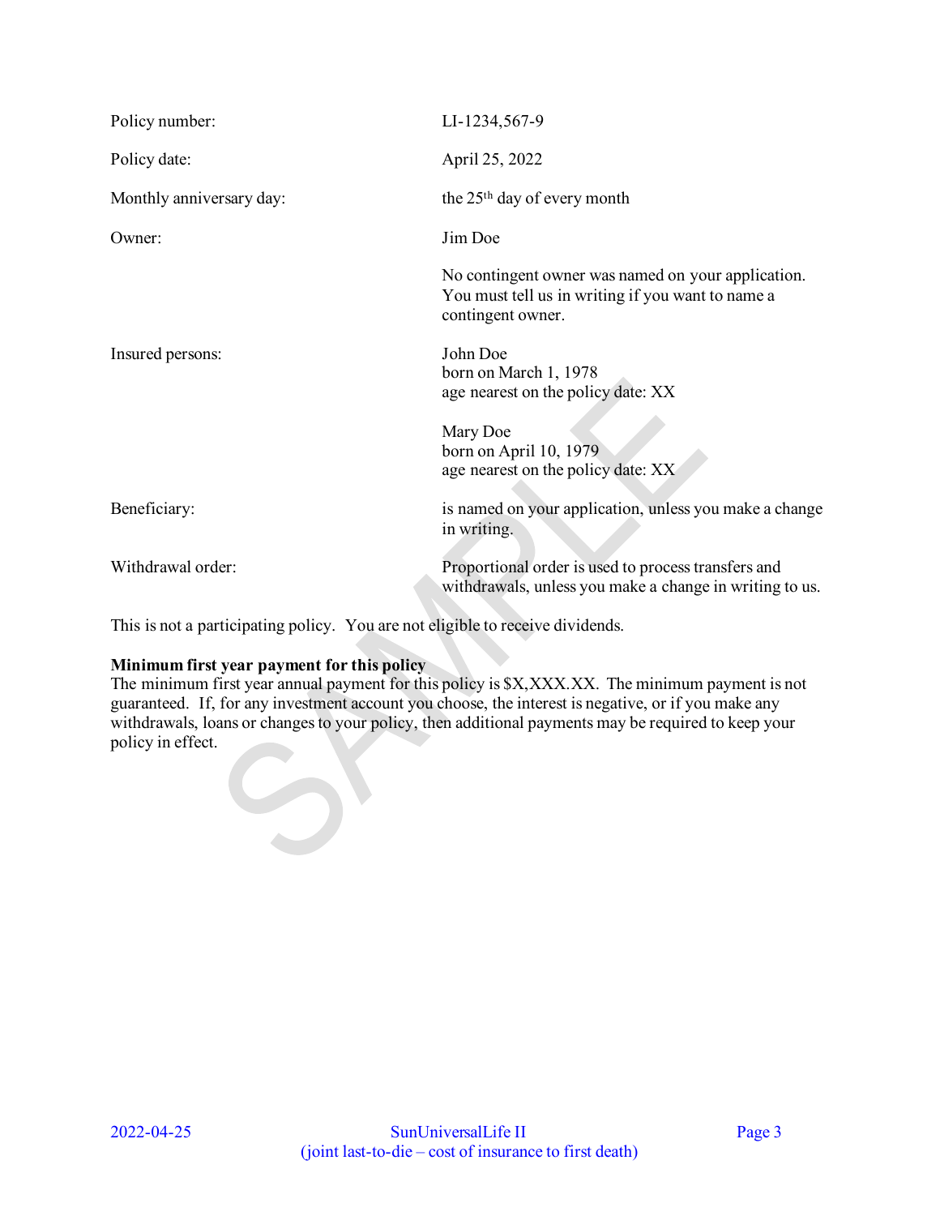| | |
|---|---|
| Policy number: | LI-1234,567-9 |
| Policy date: | April 25, 2022 |
| Monthly anniversary day: | the 25th day of every month |
| Owner: | Jim Doe<br><br>No contingent owner was named on your application. You must tell us in writing if you want to name a contingent owner. |
| Insured persons: | John Doe<br>born on March 1, 1978<br>age nearest on the policy date: XX<br><br>Mary Doe<br>born on April 10, 1979<br>age nearest on the policy date: XX |
| Beneficiary: | is named on your application, unless you make a change in writing. |
| Withdrawal order: | Proportional order is used to process transfers and withdrawals, unless you make a change in writing to us. |

This is not a participating policy. You are not eligible to receive dividends.

**Minimum first year payment for this policy**
The minimum first year annual payment for this policy is $X,XXX.XX. The minimum payment is not guaranteed. If, for any investment account you choose, the interest is negative, or if you make any withdrawals, loans or changes to your policy, then additional payments may be required to keep your policy in effect.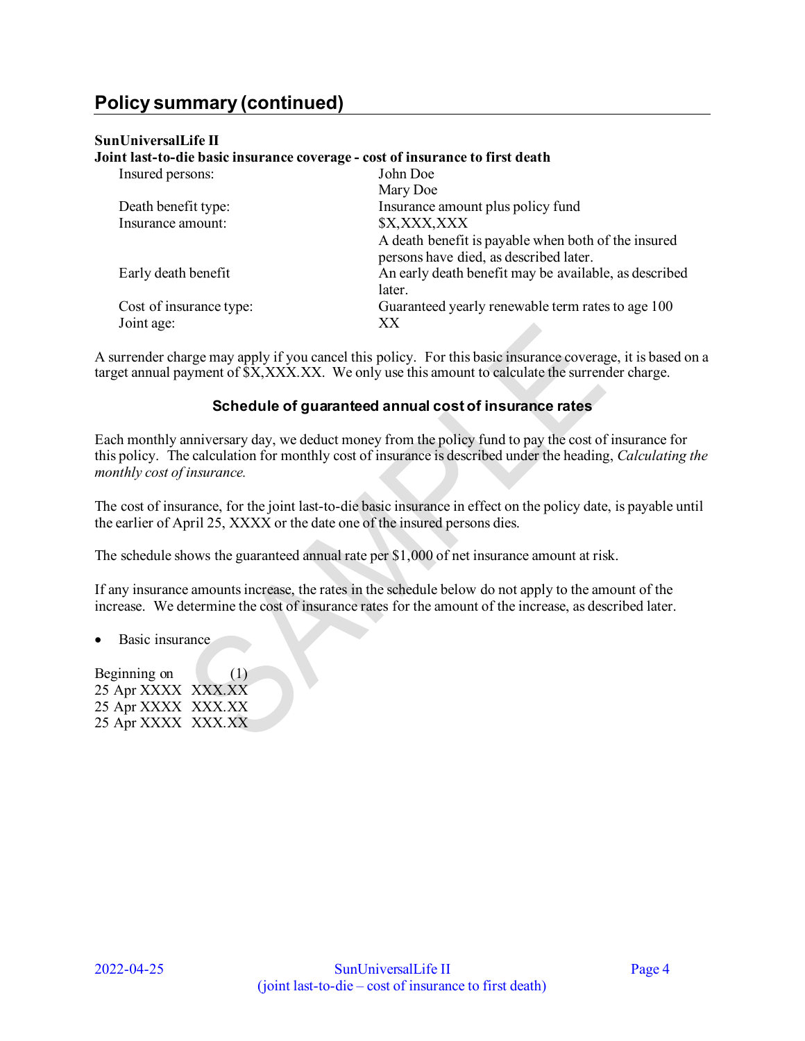## Policy summary (continued)

**SunUniversalLife II**
**Joint last-to-die basic insurance coverage - cost of insurance to first death**

| | |
|---|---|
| Insured persons: | John Doe<br>Mary Doe |
| Death benefit type: | Insurance amount plus policy fund |
| Insurance amount: | $X,XXX,XXX<br>A death benefit is payable when both of the insured persons have died, as described later. |
| Early death benefit | An early death benefit may be available, as described later. |
| Cost of insurance type: | Guaranteed yearly renewable term rates to age 100 |
| Joint age: | XX |

A surrender charge may apply if you cancel this policy. For this basic insurance coverage, it is based on a target annual payment of $X,XXX.XX. We only use this amount to calculate the surrender charge.

### Schedule of guaranteed annual cost of insurance rates

Each monthly anniversary day, we deduct money from the policy fund to pay the cost of insurance for this policy. The calculation for monthly cost of insurance is described under the heading, *Calculating the monthly cost of insurance.*

The cost of insurance, for the joint last-to-die basic insurance in effect on the policy date, is payable until the earlier of April 25, XXXX or the date one of the insured persons dies.

The schedule shows the guaranteed annual rate per $1,000 of net insurance amount at risk.

If any insurance amounts increase, the rates in the schedule below do not apply to the amount of the increase. We determine the cost of insurance rates for the amount of the increase, as described later.

- Basic insurance

| Beginning on | (1) |
|---|---|
| 25 Apr XXXX | XXX.XX |
| 25 Apr XXXX | XXX.XX |
| 25 Apr XXXX | XXX.XX |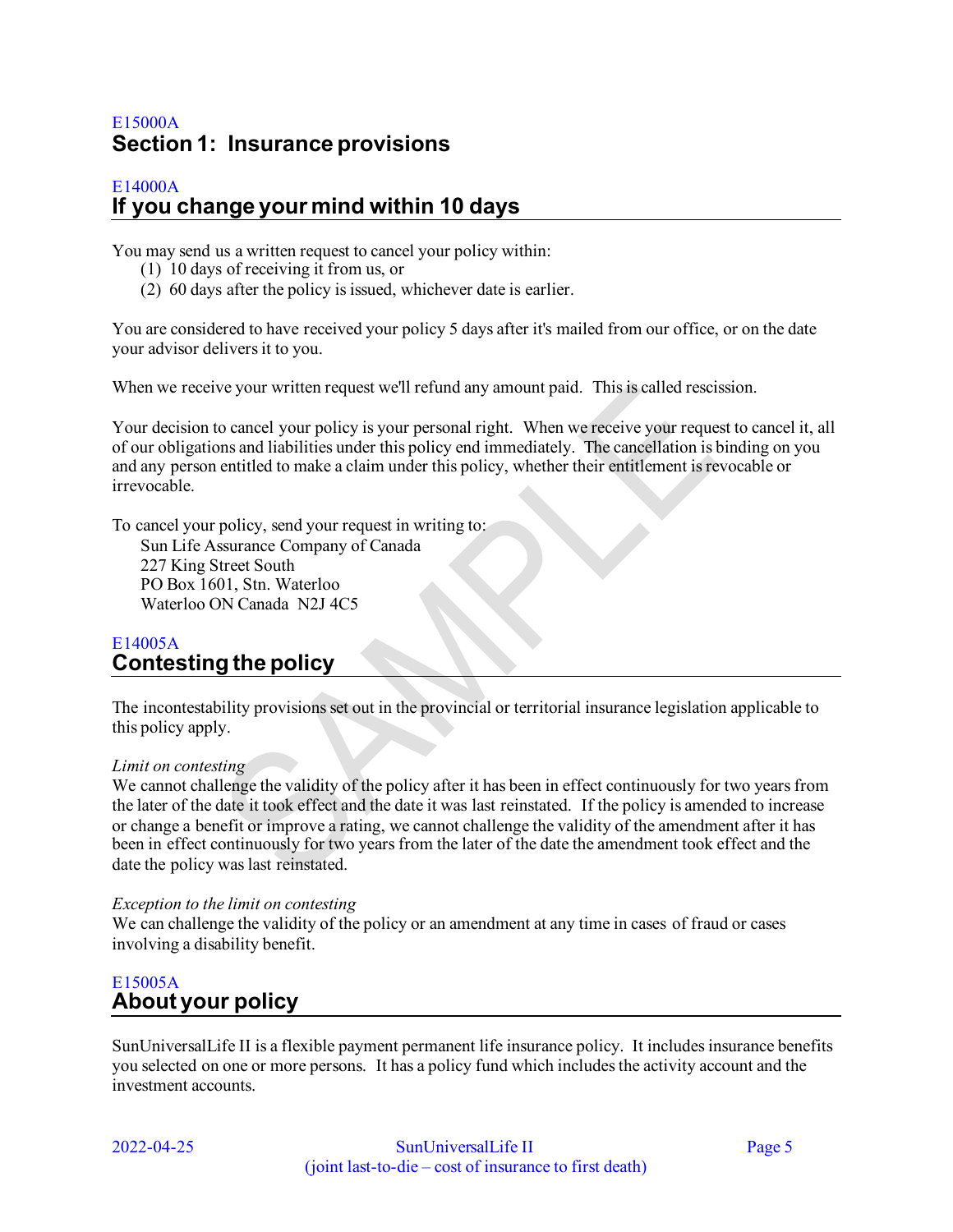E15000A

# Section 1: Insurance provisions

E14000A

## If you change your mind within 10 days

You may send us a written request to cancel your policy within:

(1) 10 days of receiving it from us, or
(2) 60 days after the policy is issued, whichever date is earlier.

You are considered to have received your policy 5 days after it's mailed from our office, or on the date your advisor delivers it to you.

When we receive your written request we'll refund any amount paid. This is called rescission.

Your decision to cancel your policy is your personal right. When we receive your request to cancel it, all of our obligations and liabilities under this policy end immediately. The cancellation is binding on you and any person entitled to make a claim under this policy, whether their entitlement is revocable or irrevocable.

To cancel your policy, send your request in writing to:

Sun Life Assurance Company of Canada
227 King Street South
PO Box 1601, Stn. Waterloo
Waterloo ON Canada N2J 4C5

E14005A

## Contesting the policy

The incontestability provisions set out in the provincial or territorial insurance legislation applicable to this policy apply.

*Limit on contesting*
We cannot challenge the validity of the policy after it has been in effect continuously for two years from the later of the date it took effect and the date it was last reinstated. If the policy is amended to increase or change a benefit or improve a rating, we cannot challenge the validity of the amendment after it has been in effect continuously for two years from the later of the date the amendment took effect and the date the policy was last reinstated.

*Exception to the limit on contesting*
We can challenge the validity of the policy or an amendment at any time in cases of fraud or cases involving a disability benefit.

E15005A

## About your policy

SunUniversalLife II is a flexible payment permanent life insurance policy. It includes insurance benefits you selected on one or more persons. It has a policy fund which includes the activity account and the investment accounts.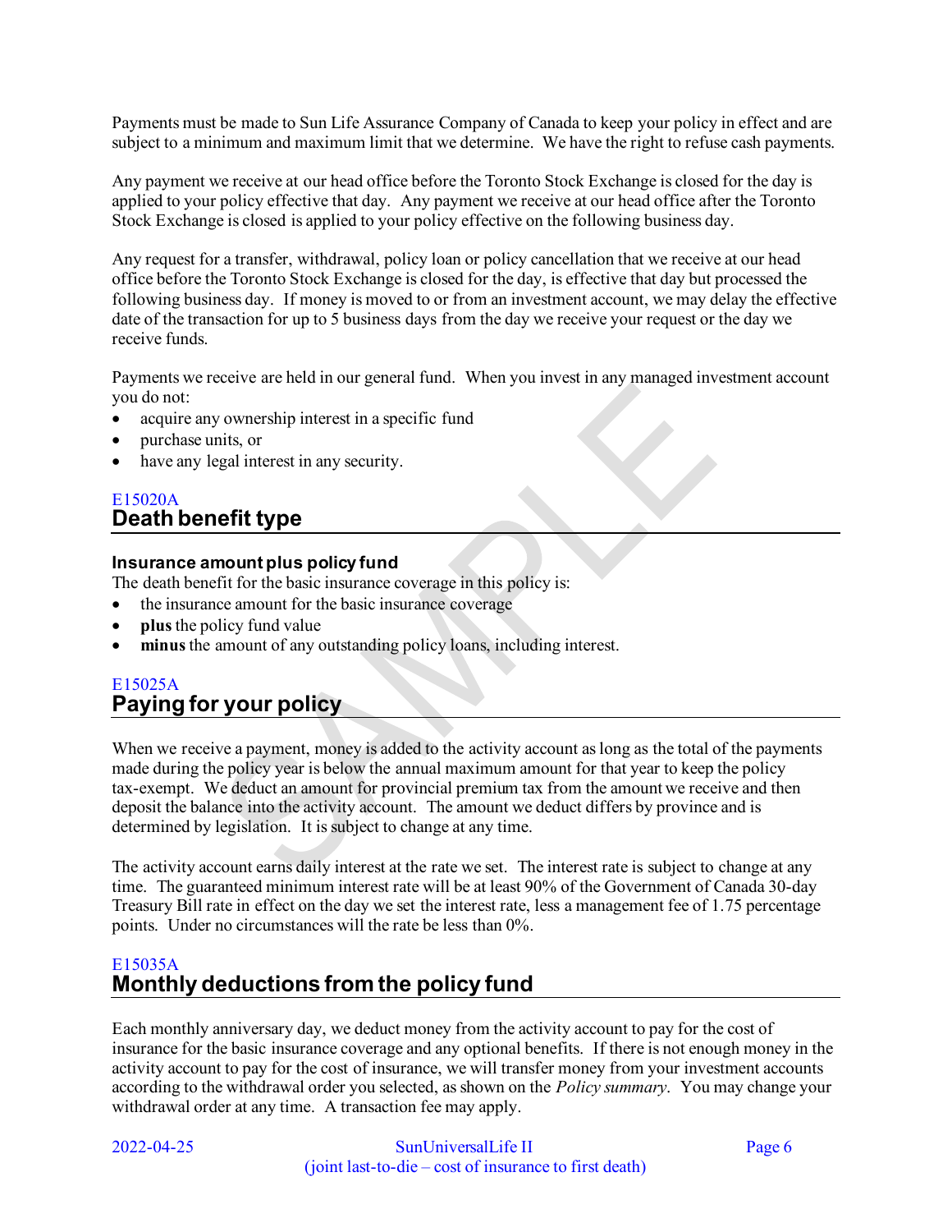Payments must be made to Sun Life Assurance Company of Canada to keep your policy in effect and are subject to a minimum and maximum limit that we determine. We have the right to refuse cash payments.

Any payment we receive at our head office before the Toronto Stock Exchange is closed for the day is applied to your policy effective that day. Any payment we receive at our head office after the Toronto Stock Exchange is closed is applied to your policy effective on the following business day.

Any request for a transfer, withdrawal, policy loan or policy cancellation that we receive at our head office before the Toronto Stock Exchange is closed for the day, is effective that day but processed the following business day. If money is moved to or from an investment account, we may delay the effective date of the transaction for up to 5 business days from the day we receive your request or the day we receive funds.

Payments we receive are held in our general fund. When you invest in any managed investment account you do not:

- acquire any ownership interest in a specific fund
- purchase units, or
- have any legal interest in any security.

E15020A

## Death benefit type

### Insurance amount plus policy fund

The death benefit for the basic insurance coverage in this policy is:

- the insurance amount for the basic insurance coverage
- **plus** the policy fund value
- **minus** the amount of any outstanding policy loans, including interest.

E15025A

## Paying for your policy

When we receive a payment, money is added to the activity account as long as the total of the payments made during the policy year is below the annual maximum amount for that year to keep the policy tax-exempt. We deduct an amount for provincial premium tax from the amount we receive and then deposit the balance into the activity account. The amount we deduct differs by province and is determined by legislation. It is subject to change at any time.

The activity account earns daily interest at the rate we set. The interest rate is subject to change at any time. The guaranteed minimum interest rate will be at least 90% of the Government of Canada 30-day Treasury Bill rate in effect on the day we set the interest rate, less a management fee of 1.75 percentage points. Under no circumstances will the rate be less than 0%.

E15035A

## Monthly deductions from the policy fund

Each monthly anniversary day, we deduct money from the activity account to pay for the cost of insurance for the basic insurance coverage and any optional benefits. If there is not enough money in the activity account to pay for the cost of insurance, we will transfer money from your investment accounts according to the withdrawal order you selected, as shown on the *Policy summary*. You may change your withdrawal order at any time. A transaction fee may apply.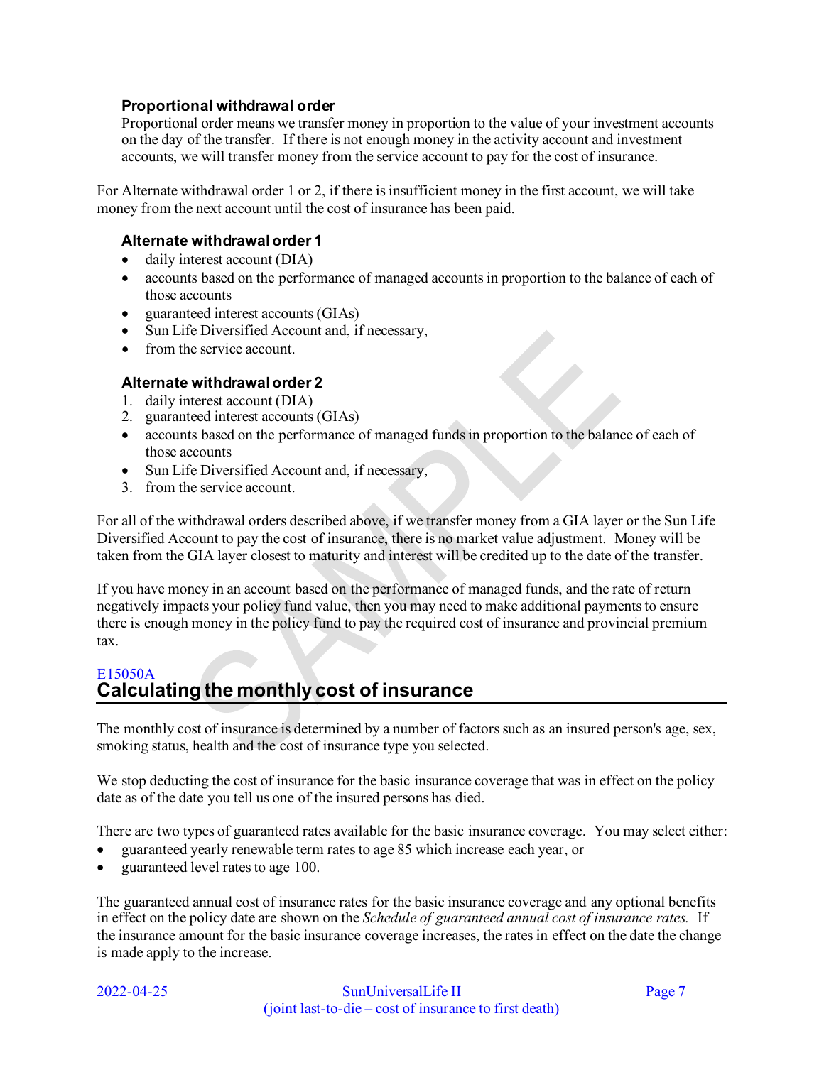### Proportional withdrawal order

Proportional order means we transfer money in proportion to the value of your investment accounts on the day of the transfer. If there is not enough money in the activity account and investment accounts, we will transfer money from the service account to pay for the cost of insurance.

For Alternate withdrawal order 1 or 2, if there is insufficient money in the first account, we will take money from the next account until the cost of insurance has been paid.

### Alternate withdrawal order 1

- daily interest account (DIA)
- accounts based on the performance of managed accounts in proportion to the balance of each of those accounts
- guaranteed interest accounts (GIAs)
- Sun Life Diversified Account and, if necessary,
- from the service account.

### Alternate withdrawal order 2

1. daily interest account (DIA)
2. guaranteed interest accounts (GIAs)
- accounts based on the performance of managed funds in proportion to the balance of each of those accounts
- Sun Life Diversified Account and, if necessary,
3. from the service account.

For all of the withdrawal orders described above, if we transfer money from a GIA layer or the Sun Life Diversified Account to pay the cost of insurance, there is no market value adjustment. Money will be taken from the GIA layer closest to maturity and interest will be credited up to the date of the transfer.

If you have money in an account based on the performance of managed funds, and the rate of return negatively impacts your policy fund value, then you may need to make additional payments to ensure there is enough money in the policy fund to pay the required cost of insurance and provincial premium tax.

E15050A

## Calculating the monthly cost of insurance

The monthly cost of insurance is determined by a number of factors such as an insured person's age, sex, smoking status, health and the cost of insurance type you selected.

We stop deducting the cost of insurance for the basic insurance coverage that was in effect on the policy date as of the date you tell us one of the insured persons has died.

There are two types of guaranteed rates available for the basic insurance coverage. You may select either:

- guaranteed yearly renewable term rates to age 85 which increase each year, or
- guaranteed level rates to age 100.

The guaranteed annual cost of insurance rates for the basic insurance coverage and any optional benefits in effect on the policy date are shown on the *Schedule of guaranteed annual cost of insurance rates.* If the insurance amount for the basic insurance coverage increases, the rates in effect on the date the change is made apply to the increase.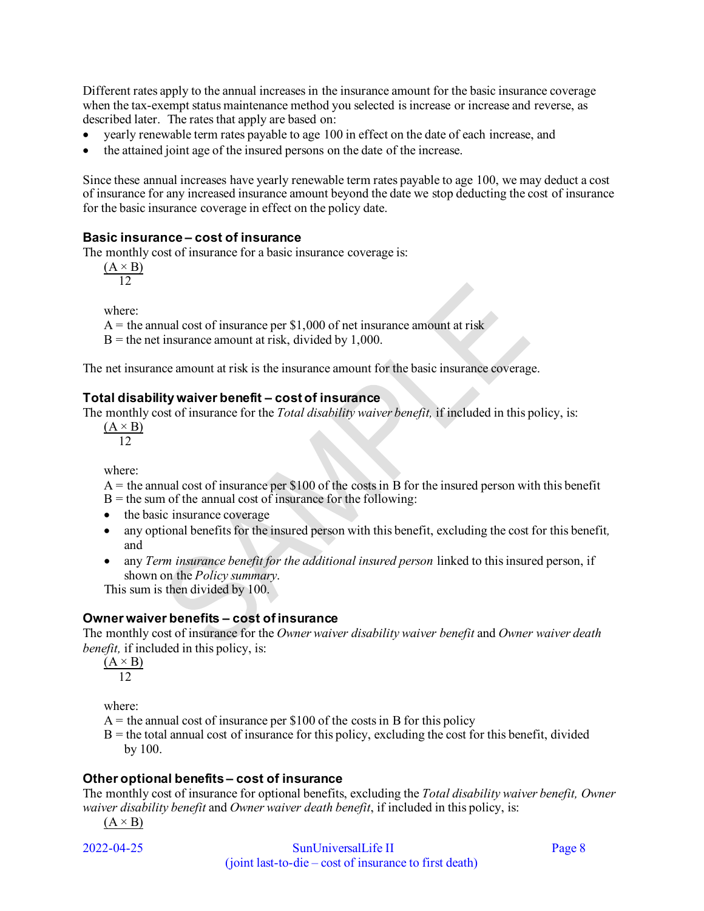Different rates apply to the annual increases in the insurance amount for the basic insurance coverage when the tax-exempt status maintenance method you selected is increase or increase and reverse, as described later. The rates that apply are based on:

- yearly renewable term rates payable to age 100 in effect on the date of each increase, and
- the attained joint age of the insured persons on the date of the increase.

Since these annual increases have yearly renewable term rates payable to age 100, we may deduct a cost of insurance for any increased insurance amount beyond the date we stop deducting the cost of insurance for the basic insurance coverage in effect on the policy date.

### Basic insurance – cost of insurance

The monthly cost of insurance for a basic insurance coverage is:

$$\frac{(A \times B)}{12}$$

where:
A = the annual cost of insurance per $1,000 of net insurance amount at risk
B = the net insurance amount at risk, divided by 1,000.

The net insurance amount at risk is the insurance amount for the basic insurance coverage.

### Total disability waiver benefit – cost of insurance

The monthly cost of insurance for the *Total disability waiver benefit,* if included in this policy, is:

$$\frac{(A \times B)}{12}$$

where:
A = the annual cost of insurance per $100 of the costs in B for the insured person with this benefit
B = the sum of the annual cost of insurance for the following:

- the basic insurance coverage
- any optional benefits for the insured person with this benefit, excluding the cost for this benefit, and
- any *Term insurance benefit for the additional insured person* linked to this insured person, if shown on the *Policy summary*.

This sum is then divided by 100.

### Owner waiver benefits – cost of insurance

The monthly cost of insurance for the *Owner waiver disability waiver benefit* and *Owner waiver death benefit,* if included in this policy, is:

$$\frac{(A \times B)}{12}$$

where:
A = the annual cost of insurance per $100 of the costs in B for this policy
B = the total annual cost of insurance for this policy, excluding the cost for this benefit, divided by 100.

### Other optional benefits – cost of insurance

The monthly cost of insurance for optional benefits, excluding the *Total disability waiver benefit, Owner waiver disability benefit* and *Owner waiver death benefit*, if included in this policy, is:

$(A \times B)$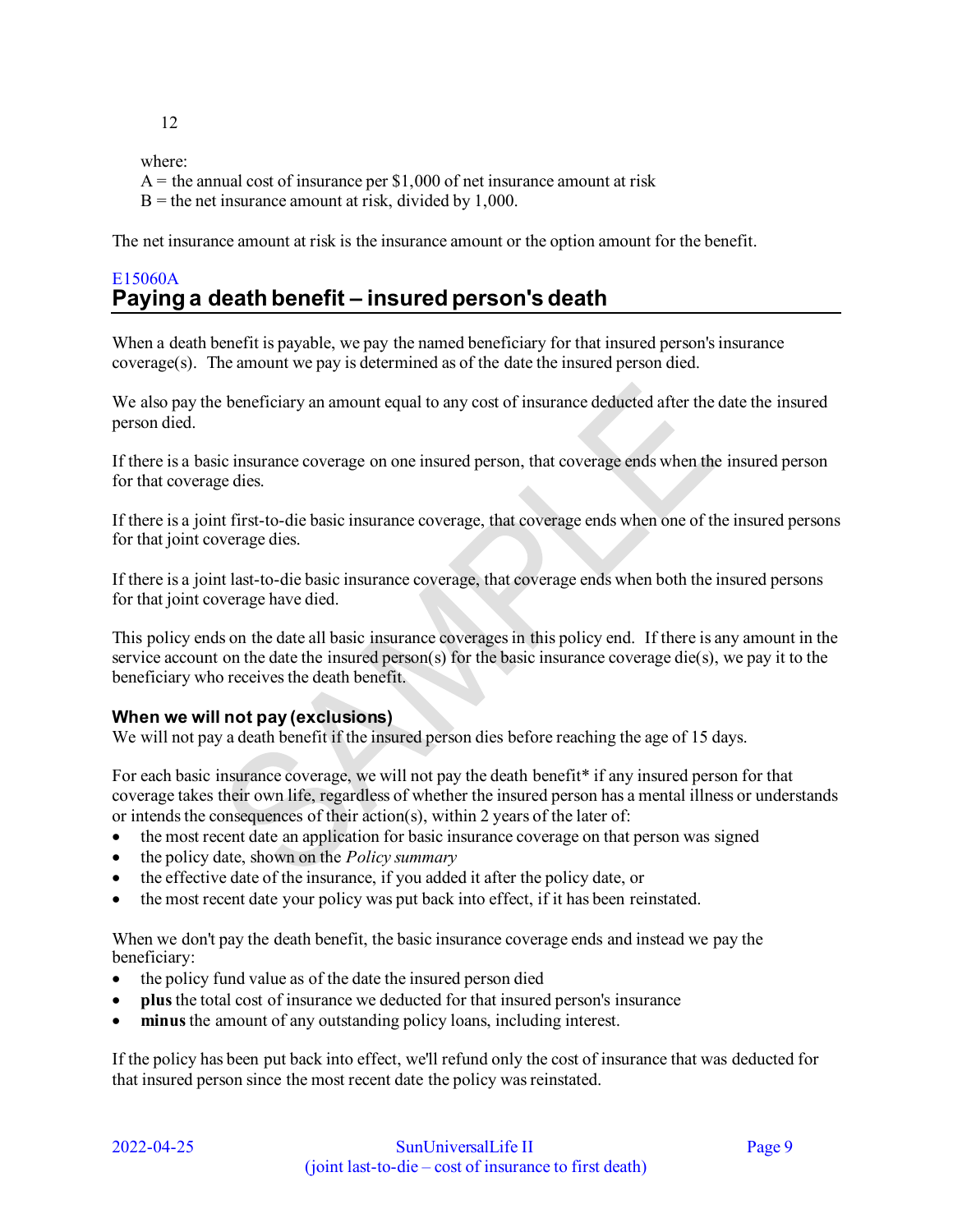12

where:
A = the annual cost of insurance per $1,000 of net insurance amount at risk
B = the net insurance amount at risk, divided by 1,000.

The net insurance amount at risk is the insurance amount or the option amount for the benefit.

E15060A

## Paying a death benefit – insured person's death

When a death benefit is payable, we pay the named beneficiary for that insured person's insurance coverage(s). The amount we pay is determined as of the date the insured person died.

We also pay the beneficiary an amount equal to any cost of insurance deducted after the date the insured person died.

If there is a basic insurance coverage on one insured person, that coverage ends when the insured person for that coverage dies.

If there is a joint first-to-die basic insurance coverage, that coverage ends when one of the insured persons for that joint coverage dies.

If there is a joint last-to-die basic insurance coverage, that coverage ends when both the insured persons for that joint coverage have died.

This policy ends on the date all basic insurance coverages in this policy end. If there is any amount in the service account on the date the insured person(s) for the basic insurance coverage die(s), we pay it to the beneficiary who receives the death benefit.

### When we will not pay (exclusions)

We will not pay a death benefit if the insured person dies before reaching the age of 15 days.

For each basic insurance coverage, we will not pay the death benefit* if any insured person for that coverage takes their own life, regardless of whether the insured person has a mental illness or understands or intends the consequences of their action(s), within 2 years of the later of:

- the most recent date an application for basic insurance coverage on that person was signed
- the policy date, shown on the *Policy summary*
- the effective date of the insurance, if you added it after the policy date, or
- the most recent date your policy was put back into effect, if it has been reinstated.

When we don't pay the death benefit, the basic insurance coverage ends and instead we pay the beneficiary:

- the policy fund value as of the date the insured person died
- **plus** the total cost of insurance we deducted for that insured person's insurance
- **minus** the amount of any outstanding policy loans, including interest.

If the policy has been put back into effect, we'll refund only the cost of insurance that was deducted for that insured person since the most recent date the policy was reinstated.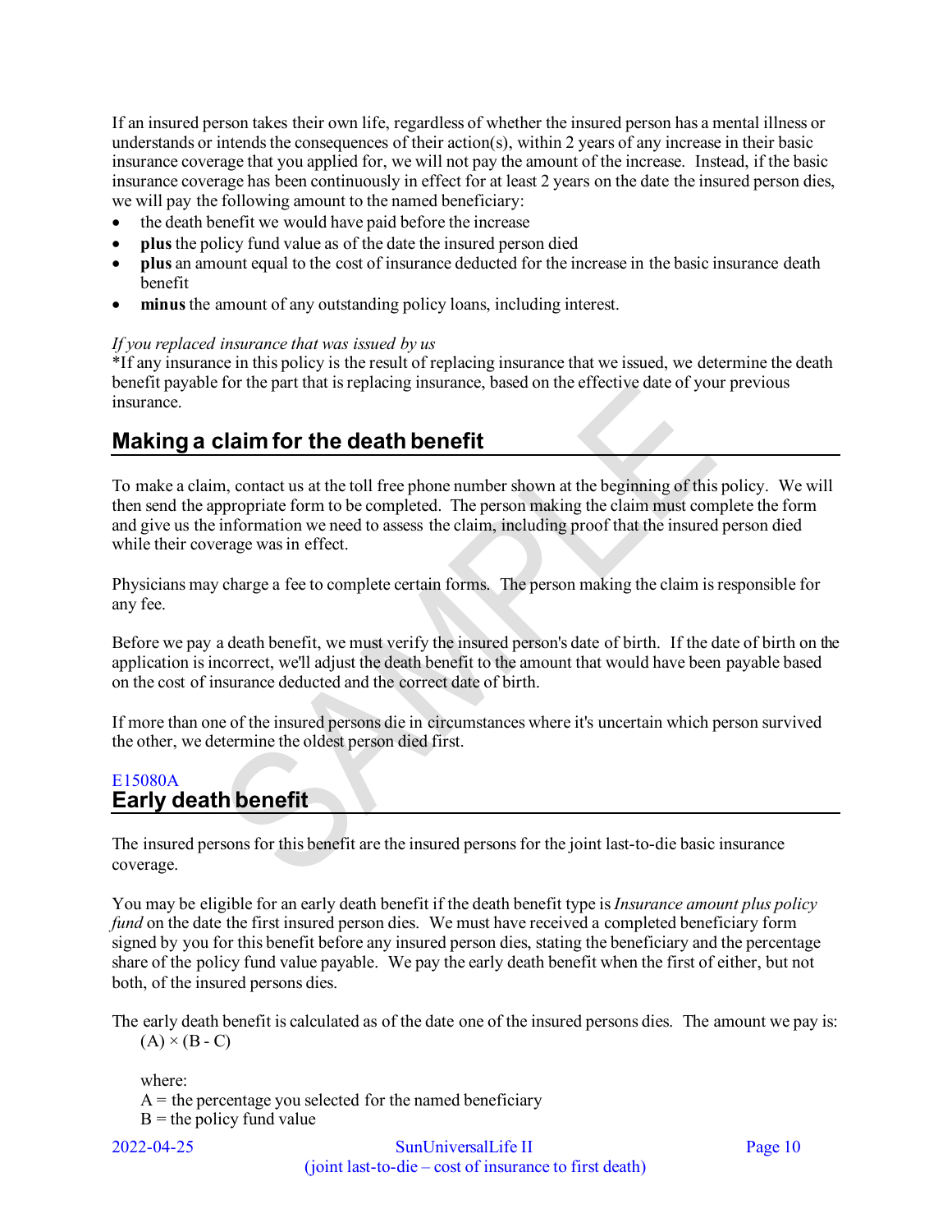If an insured person takes their own life, regardless of whether the insured person has a mental illness or understands or intends the consequences of their action(s), within 2 years of any increase in their basic insurance coverage that you applied for, we will not pay the amount of the increase. Instead, if the basic insurance coverage has been continuously in effect for at least 2 years on the date the insured person dies, we will pay the following amount to the named beneficiary:

- the death benefit we would have paid before the increase
- **plus** the policy fund value as of the date the insured person died
- **plus** an amount equal to the cost of insurance deducted for the increase in the basic insurance death benefit
- **minus** the amount of any outstanding policy loans, including interest.

*If you replaced insurance that was issued by us*

*If any insurance in this policy is the result of replacing insurance that we issued, we determine the death benefit payable for the part that is replacing insurance, based on the effective date of your previous insurance.

## Making a claim for the death benefit

To make a claim, contact us at the toll free phone number shown at the beginning of this policy. We will then send the appropriate form to be completed. The person making the claim must complete the form and give us the information we need to assess the claim, including proof that the insured person died while their coverage was in effect.

Physicians may charge a fee to complete certain forms. The person making the claim is responsible for any fee.

Before we pay a death benefit, we must verify the insured person's date of birth. If the date of birth on the application is incorrect, we'll adjust the death benefit to the amount that would have been payable based on the cost of insurance deducted and the correct date of birth.

If more than one of the insured persons die in circumstances where it's uncertain which person survived the other, we determine the oldest person died first.

E15080A

## Early death benefit

The insured persons for this benefit are the insured persons for the joint last-to-die basic insurance coverage.

You may be eligible for an early death benefit if the death benefit type is *Insurance amount plus policy fund* on the date the first insured person dies. We must have received a completed beneficiary form signed by you for this benefit before any insured person dies, stating the beneficiary and the percentage share of the policy fund value payable. We pay the early death benefit when the first of either, but not both, of the insured persons dies.

The early death benefit is calculated as of the date one of the insured persons dies. The amount we pay is:

$(A) \times (B - C)$

where:
A = the percentage you selected for the named beneficiary
B = the policy fund value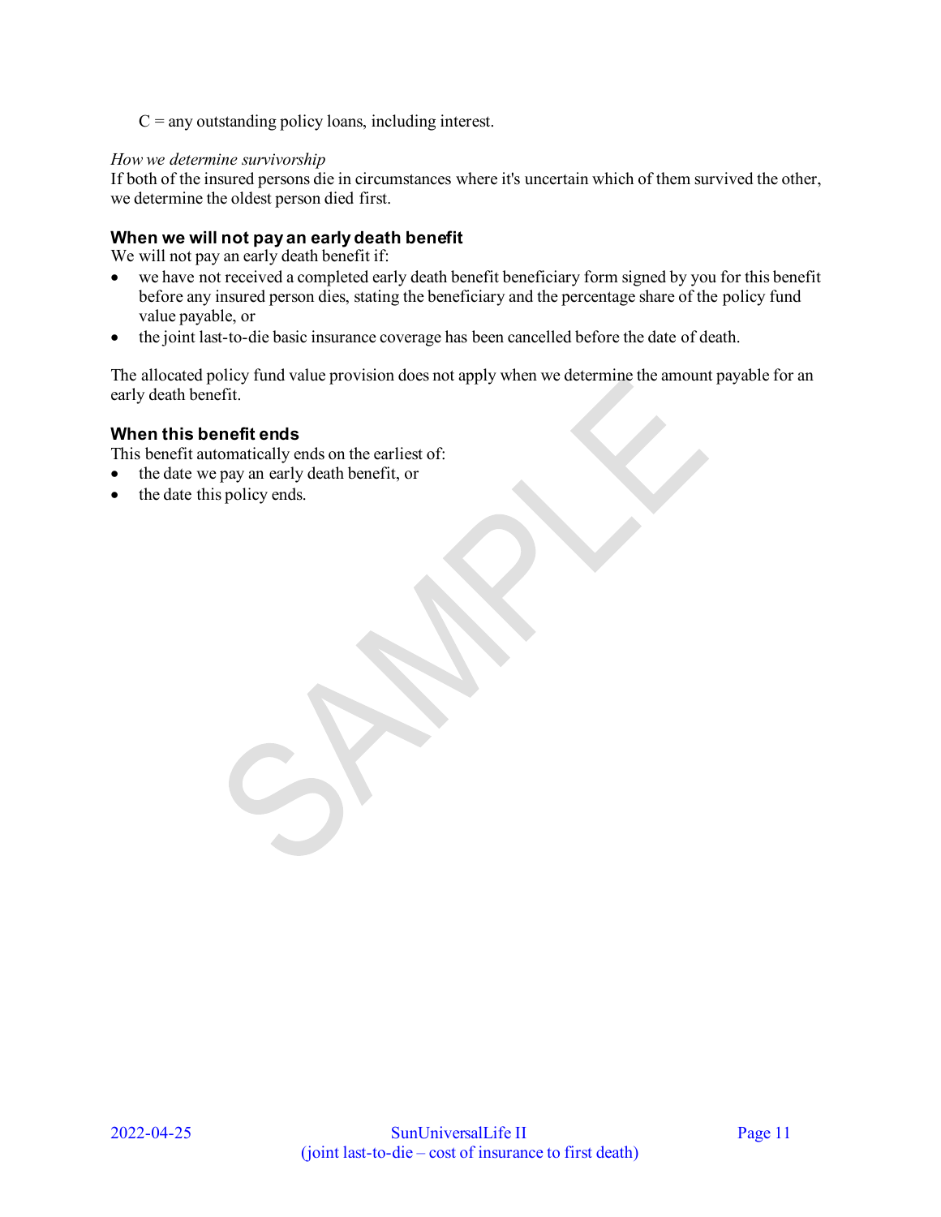C = any outstanding policy loans, including interest.

*How we determine survivorship*
If both of the insured persons die in circumstances where it's uncertain which of them survived the other, we determine the oldest person died first.

### When we will not pay an early death benefit

We will not pay an early death benefit if:

- we have not received a completed early death benefit beneficiary form signed by you for this benefit before any insured person dies, stating the beneficiary and the percentage share of the policy fund value payable, or
- the joint last-to-die basic insurance coverage has been cancelled before the date of death.

The allocated policy fund value provision does not apply when we determine the amount payable for an early death benefit.

### When this benefit ends

This benefit automatically ends on the earliest of:

- the date we pay an early death benefit, or
- the date this policy ends.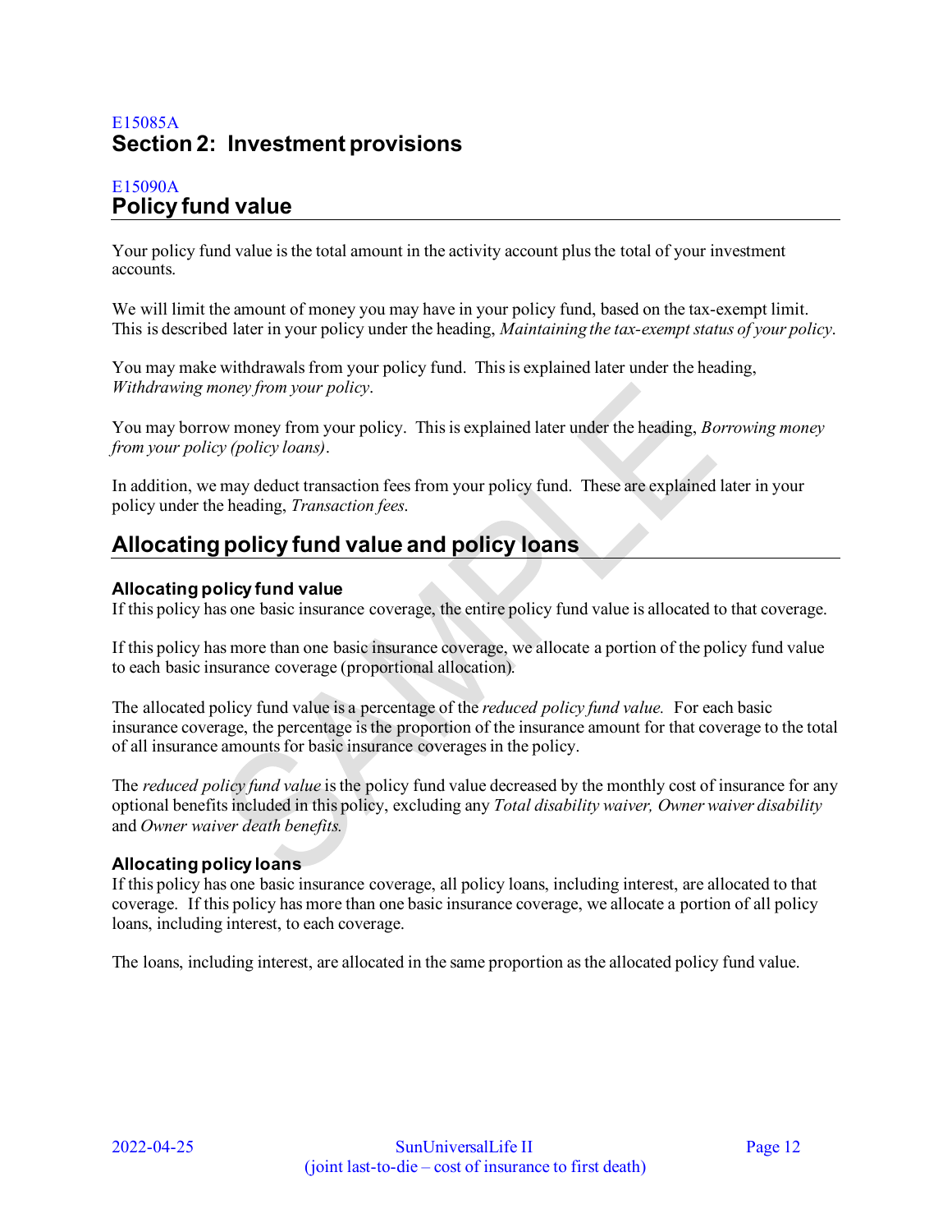E15085A

# Section 2: Investment provisions

E15090A

## Policy fund value

Your policy fund value is the total amount in the activity account plus the total of your investment accounts.

We will limit the amount of money you may have in your policy fund, based on the tax-exempt limit. This is described later in your policy under the heading, *Maintaining the tax-exempt status of your policy*.

You may make withdrawals from your policy fund. This is explained later under the heading, *Withdrawing money from your policy*.

You may borrow money from your policy. This is explained later under the heading, *Borrowing money from your policy (policy loans)*.

In addition, we may deduct transaction fees from your policy fund. These are explained later in your policy under the heading, *Transaction fees*.

## Allocating policy fund value and policy loans

### Allocating policy fund value

If this policy has one basic insurance coverage, the entire policy fund value is allocated to that coverage.

If this policy has more than one basic insurance coverage, we allocate a portion of the policy fund value to each basic insurance coverage (proportional allocation).

The allocated policy fund value is a percentage of the *reduced policy fund value.* For each basic insurance coverage, the percentage is the proportion of the insurance amount for that coverage to the total of all insurance amounts for basic insurance coverages in the policy.

The *reduced policy fund value* is the policy fund value decreased by the monthly cost of insurance for any optional benefits included in this policy, excluding any *Total disability waiver, Owner waiver disability* and *Owner waiver death benefits.*

### Allocating policy loans

If this policy has one basic insurance coverage, all policy loans, including interest, are allocated to that coverage. If this policy has more than one basic insurance coverage, we allocate a portion of all policy loans, including interest, to each coverage.

The loans, including interest, are allocated in the same proportion as the allocated policy fund value.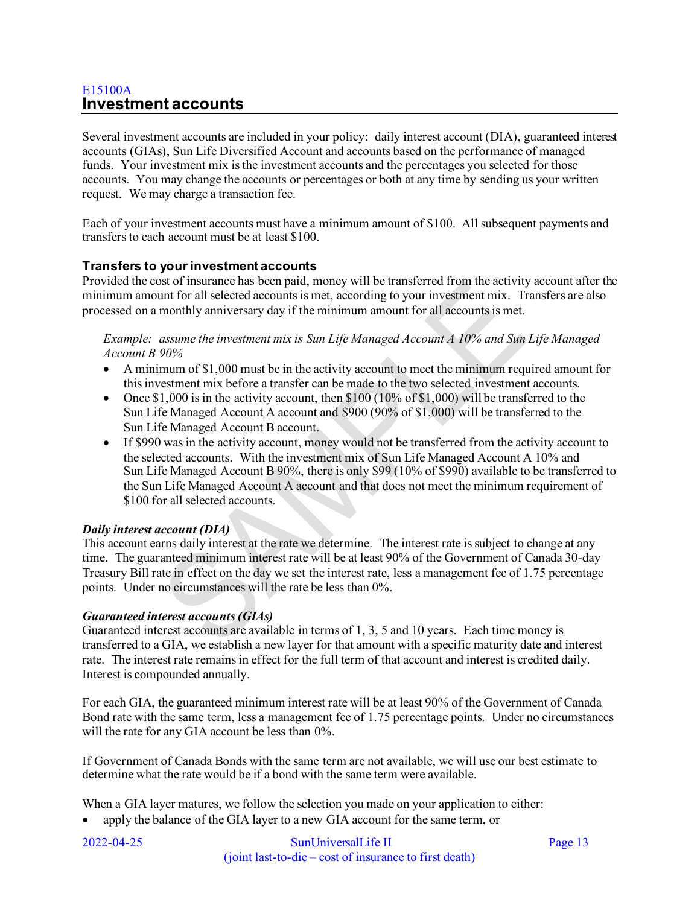E15100A

## Investment accounts

Several investment accounts are included in your policy: daily interest account (DIA), guaranteed interest accounts (GIAs), Sun Life Diversified Account and accounts based on the performance of managed funds. Your investment mix is the investment accounts and the percentages you selected for those accounts. You may change the accounts or percentages or both at any time by sending us your written request. We may charge a transaction fee.

Each of your investment accounts must have a minimum amount of $100. All subsequent payments and transfers to each account must be at least $100.

### Transfers to your investment accounts

Provided the cost of insurance has been paid, money will be transferred from the activity account after the minimum amount for all selected accounts is met, according to your investment mix. Transfers are also processed on a monthly anniversary day if the minimum amount for all accounts is met.

*Example: assume the investment mix is Sun Life Managed Account A 10% and Sun Life Managed Account B 90%*

- A minimum of $1,000 must be in the activity account to meet the minimum required amount for this investment mix before a transfer can be made to the two selected investment accounts.
- Once $1,000 is in the activity account, then $100 (10% of $1,000) will be transferred to the Sun Life Managed Account A account and $900 (90% of $1,000) will be transferred to the Sun Life Managed Account B account.
- If $990 was in the activity account, money would not be transferred from the activity account to the selected accounts. With the investment mix of Sun Life Managed Account A 10% and Sun Life Managed Account B 90%, there is only $99 (10% of $990) available to be transferred to the Sun Life Managed Account A account and that does not meet the minimum requirement of $100 for all selected accounts.

***Daily interest account (DIA)***

This account earns daily interest at the rate we determine. The interest rate is subject to change at any time. The guaranteed minimum interest rate will be at least 90% of the Government of Canada 30-day Treasury Bill rate in effect on the day we set the interest rate, less a management fee of 1.75 percentage points. Under no circumstances will the rate be less than 0%.

***Guaranteed interest accounts (GIAs)***

Guaranteed interest accounts are available in terms of 1, 3, 5 and 10 years. Each time money is transferred to a GIA, we establish a new layer for that amount with a specific maturity date and interest rate. The interest rate remains in effect for the full term of that account and interest is credited daily. Interest is compounded annually.

For each GIA, the guaranteed minimum interest rate will be at least 90% of the Government of Canada Bond rate with the same term, less a management fee of 1.75 percentage points. Under no circumstances will the rate for any GIA account be less than 0%.

If Government of Canada Bonds with the same term are not available, we will use our best estimate to determine what the rate would be if a bond with the same term were available.

When a GIA layer matures, we follow the selection you made on your application to either:

- apply the balance of the GIA layer to a new GIA account for the same term, or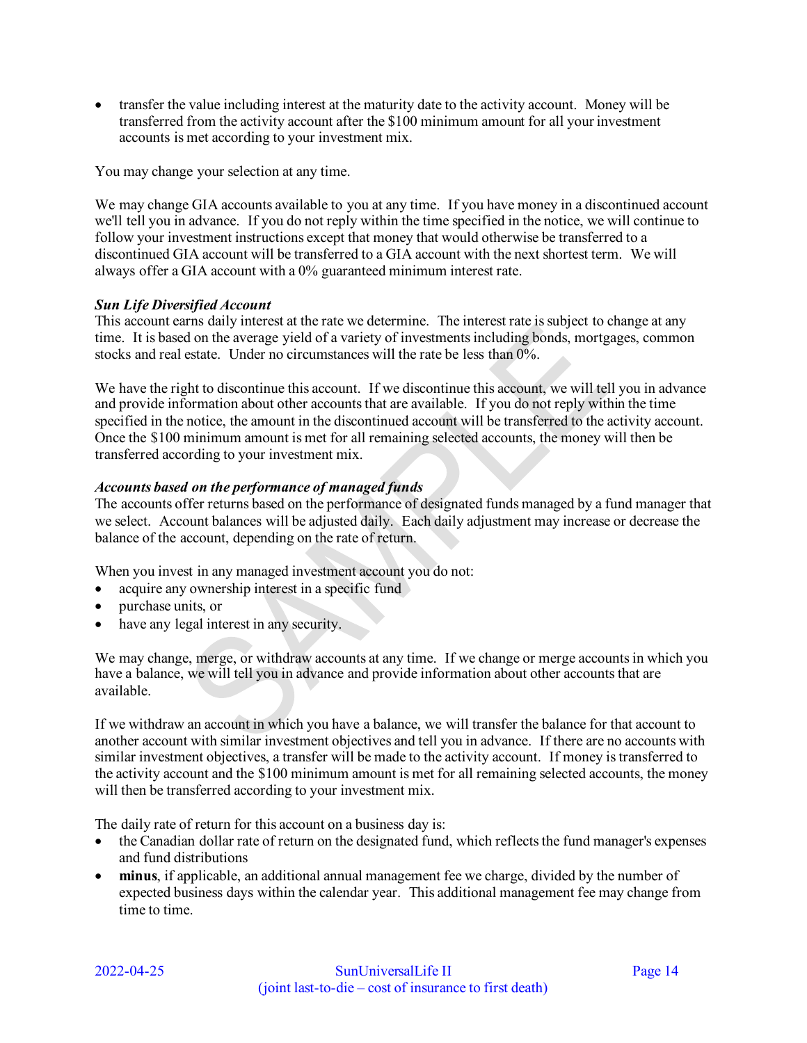- transfer the value including interest at the maturity date to the activity account. Money will be transferred from the activity account after the $100 minimum amount for all your investment accounts is met according to your investment mix.

You may change your selection at any time.

We may change GIA accounts available to you at any time. If you have money in a discontinued account we'll tell you in advance. If you do not reply within the time specified in the notice, we will continue to follow your investment instructions except that money that would otherwise be transferred to a discontinued GIA account will be transferred to a GIA account with the next shortest term. We will always offer a GIA account with a 0% guaranteed minimum interest rate.

***Sun Life Diversified Account***
This account earns daily interest at the rate we determine. The interest rate is subject to change at any time. It is based on the average yield of a variety of investments including bonds, mortgages, common stocks and real estate. Under no circumstances will the rate be less than 0%.

We have the right to discontinue this account. If we discontinue this account, we will tell you in advance and provide information about other accounts that are available. If you do not reply within the time specified in the notice, the amount in the discontinued account will be transferred to the activity account. Once the $100 minimum amount is met for all remaining selected accounts, the money will then be transferred according to your investment mix.

***Accounts based on the performance of managed funds***
The accounts offer returns based on the performance of designated funds managed by a fund manager that we select. Account balances will be adjusted daily. Each daily adjustment may increase or decrease the balance of the account, depending on the rate of return.

When you invest in any managed investment account you do not:

- acquire any ownership interest in a specific fund
- purchase units, or
- have any legal interest in any security.

We may change, merge, or withdraw accounts at any time. If we change or merge accounts in which you have a balance, we will tell you in advance and provide information about other accounts that are available.

If we withdraw an account in which you have a balance, we will transfer the balance for that account to another account with similar investment objectives and tell you in advance. If there are no accounts with similar investment objectives, a transfer will be made to the activity account. If money is transferred to the activity account and the $100 minimum amount is met for all remaining selected accounts, the money will then be transferred according to your investment mix.

The daily rate of return for this account on a business day is:

- the Canadian dollar rate of return on the designated fund, which reflects the fund manager's expenses and fund distributions
- **minus**, if applicable, an additional annual management fee we charge, divided by the number of expected business days within the calendar year. This additional management fee may change from time to time.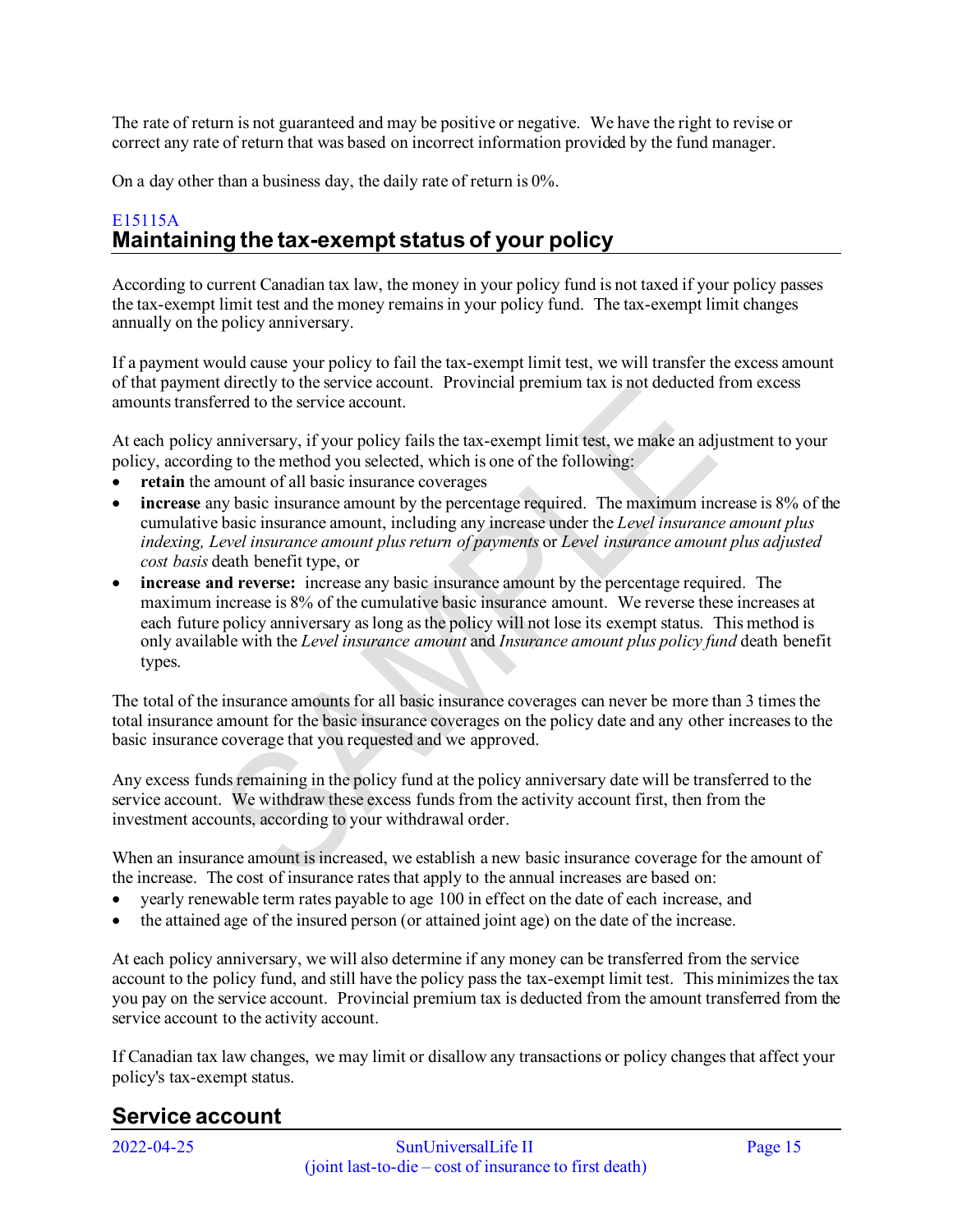The rate of return is not guaranteed and may be positive or negative. We have the right to revise or correct any rate of return that was based on incorrect information provided by the fund manager.

On a day other than a business day, the daily rate of return is 0%.

E15115A

## Maintaining the tax-exempt status of your policy

According to current Canadian tax law, the money in your policy fund is not taxed if your policy passes the tax-exempt limit test and the money remains in your policy fund. The tax-exempt limit changes annually on the policy anniversary.

If a payment would cause your policy to fail the tax-exempt limit test, we will transfer the excess amount of that payment directly to the service account. Provincial premium tax is not deducted from excess amounts transferred to the service account.

At each policy anniversary, if your policy fails the tax-exempt limit test, we make an adjustment to your policy, according to the method you selected, which is one of the following:

- **retain** the amount of all basic insurance coverages
- **increase** any basic insurance amount by the percentage required. The maximum increase is 8% of the cumulative basic insurance amount, including any increase under the *Level insurance amount plus indexing, Level insurance amount plus return of payments* or *Level insurance amount plus adjusted cost basis* death benefit type, or
- **increase and reverse:** increase any basic insurance amount by the percentage required. The maximum increase is 8% of the cumulative basic insurance amount. We reverse these increases at each future policy anniversary as long as the policy will not lose its exempt status. This method is only available with the *Level insurance amount* and *Insurance amount plus policy fund* death benefit types.

The total of the insurance amounts for all basic insurance coverages can never be more than 3 times the total insurance amount for the basic insurance coverages on the policy date and any other increases to the basic insurance coverage that you requested and we approved.

Any excess funds remaining in the policy fund at the policy anniversary date will be transferred to the service account. We withdraw these excess funds from the activity account first, then from the investment accounts, according to your withdrawal order.

When an insurance amount is increased, we establish a new basic insurance coverage for the amount of the increase. The cost of insurance rates that apply to the annual increases are based on:

- yearly renewable term rates payable to age 100 in effect on the date of each increase, and
- the attained age of the insured person (or attained joint age) on the date of the increase.

At each policy anniversary, we will also determine if any money can be transferred from the service account to the policy fund, and still have the policy pass the tax-exempt limit test. This minimizes the tax you pay on the service account. Provincial premium tax is deducted from the amount transferred from the service account to the activity account.

If Canadian tax law changes, we may limit or disallow any transactions or policy changes that affect your policy's tax-exempt status.

## Service account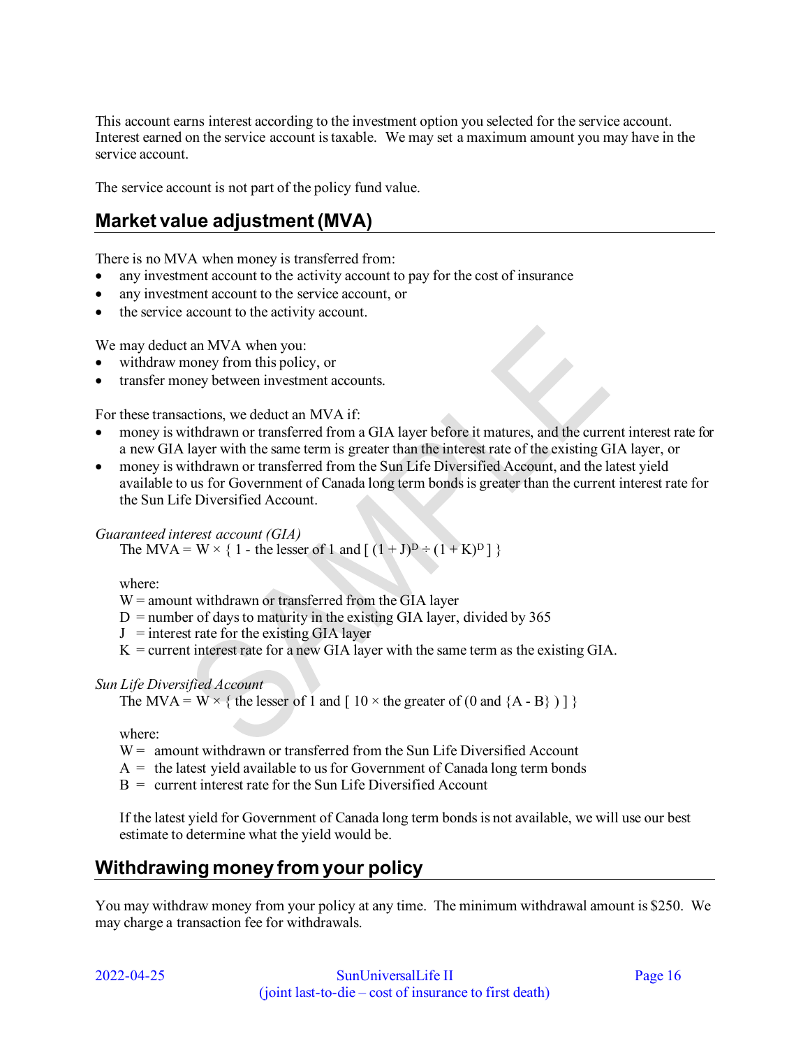This account earns interest according to the investment option you selected for the service account. Interest earned on the service account is taxable. We may set a maximum amount you may have in the service account.

The service account is not part of the policy fund value.

## Market value adjustment (MVA)

There is no MVA when money is transferred from:

- any investment account to the activity account to pay for the cost of insurance
- any investment account to the service account, or
- the service account to the activity account.

We may deduct an MVA when you:

- withdraw money from this policy, or
- transfer money between investment accounts.

For these transactions, we deduct an MVA if:

- money is withdrawn or transferred from a GIA layer before it matures, and the current interest rate for a new GIA layer with the same term is greater than the interest rate of the existing GIA layer, or
- money is withdrawn or transferred from the Sun Life Diversified Account, and the latest yield available to us for Government of Canada long term bonds is greater than the current interest rate for the Sun Life Diversified Account.

*Guaranteed interest account (GIA)*

The MVA = $W \times \{ 1 - \text{the lesser of } 1 \text{ and } [ (1 + J)^D \div (1 + K)^D ] \}$

where:
W = amount withdrawn or transferred from the GIA layer
D = number of days to maturity in the existing GIA layer, divided by 365
J = interest rate for the existing GIA layer
K = current interest rate for a new GIA layer with the same term as the existing GIA.

*Sun Life Diversified Account*

The MVA = $W \times \{ \text{the lesser of } 1 \text{ and } [ 10 \times \text{the greater of } (0 \text{ and } \{A - B\} ) ] \}$

where:
W = amount withdrawn or transferred from the Sun Life Diversified Account
A = the latest yield available to us for Government of Canada long term bonds
B = current interest rate for the Sun Life Diversified Account

If the latest yield for Government of Canada long term bonds is not available, we will use our best estimate to determine what the yield would be.

## Withdrawing money from your policy

You may withdraw money from your policy at any time. The minimum withdrawal amount is $250. We may charge a transaction fee for withdrawals.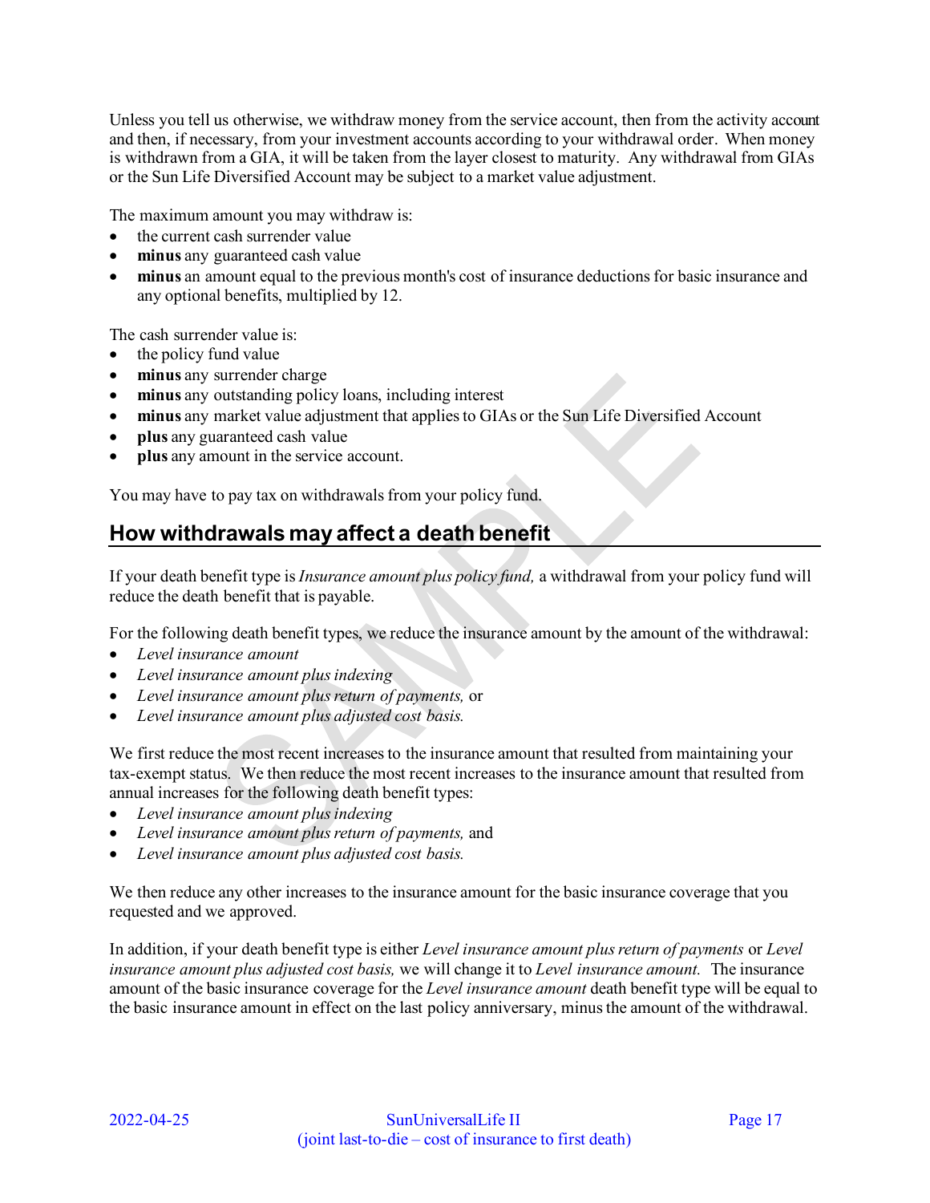Unless you tell us otherwise, we withdraw money from the service account, then from the activity account and then, if necessary, from your investment accounts according to your withdrawal order. When money is withdrawn from a GIA, it will be taken from the layer closest to maturity. Any withdrawal from GIAs or the Sun Life Diversified Account may be subject to a market value adjustment.

The maximum amount you may withdraw is:

- the current cash surrender value
- **minus** any guaranteed cash value
- **minus** an amount equal to the previous month's cost of insurance deductions for basic insurance and any optional benefits, multiplied by 12.

The cash surrender value is:

- the policy fund value
- **minus** any surrender charge
- **minus** any outstanding policy loans, including interest
- **minus** any market value adjustment that applies to GIAs or the Sun Life Diversified Account
- **plus** any guaranteed cash value
- **plus** any amount in the service account.

You may have to pay tax on withdrawals from your policy fund.

## How withdrawals may affect a death benefit

If your death benefit type is *Insurance amount plus policy fund,* a withdrawal from your policy fund will reduce the death benefit that is payable.

For the following death benefit types, we reduce the insurance amount by the amount of the withdrawal:

- *Level insurance amount*
- *Level insurance amount plus indexing*
- *Level insurance amount plus return of payments,* or
- *Level insurance amount plus adjusted cost basis.*

We first reduce the most recent increases to the insurance amount that resulted from maintaining your tax-exempt status. We then reduce the most recent increases to the insurance amount that resulted from annual increases for the following death benefit types:

- *Level insurance amount plus indexing*
- *Level insurance amount plus return of payments,* and
- *Level insurance amount plus adjusted cost basis.*

We then reduce any other increases to the insurance amount for the basic insurance coverage that you requested and we approved.

In addition, if your death benefit type is either *Level insurance amount plus return of payments* or *Level insurance amount plus adjusted cost basis,* we will change it to *Level insurance amount.* The insurance amount of the basic insurance coverage for the *Level insurance amount* death benefit type will be equal to the basic insurance amount in effect on the last policy anniversary, minus the amount of the withdrawal.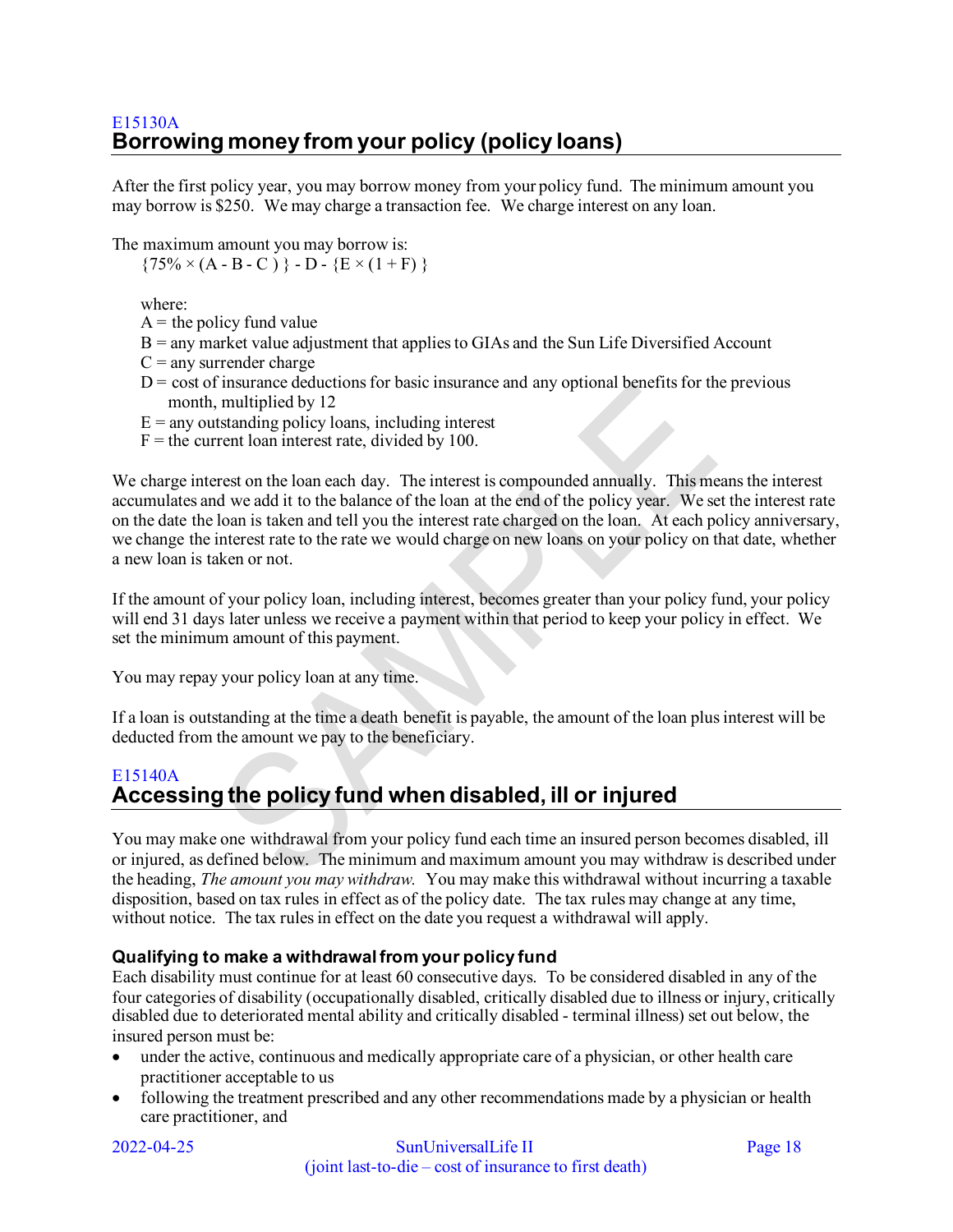E15130A

## Borrowing money from your policy (policy loans)

After the first policy year, you may borrow money from your policy fund. The minimum amount you may borrow is $250. We may charge a transaction fee. We charge interest on any loan.

The maximum amount you may borrow is:

$$\{75\% \times (A - B - C)\} - D - \{E \times (1 + F)\}$$

where:

A = the policy fund value
B = any market value adjustment that applies to GIAs and the Sun Life Diversified Account
C = any surrender charge
D = cost of insurance deductions for basic insurance and any optional benefits for the previous month, multiplied by 12
E = any outstanding policy loans, including interest
F = the current loan interest rate, divided by 100.

We charge interest on the loan each day. The interest is compounded annually. This means the interest accumulates and we add it to the balance of the loan at the end of the policy year. We set the interest rate on the date the loan is taken and tell you the interest rate charged on the loan. At each policy anniversary, we change the interest rate to the rate we would charge on new loans on your policy on that date, whether a new loan is taken or not.

If the amount of your policy loan, including interest, becomes greater than your policy fund, your policy will end 31 days later unless we receive a payment within that period to keep your policy in effect. We set the minimum amount of this payment.

You may repay your policy loan at any time.

If a loan is outstanding at the time a death benefit is payable, the amount of the loan plus interest will be deducted from the amount we pay to the beneficiary.

E15140A

## Accessing the policy fund when disabled, ill or injured

You may make one withdrawal from your policy fund each time an insured person becomes disabled, ill or injured, as defined below. The minimum and maximum amount you may withdraw is described under the heading, *The amount you may withdraw.* You may make this withdrawal without incurring a taxable disposition, based on tax rules in effect as of the policy date. The tax rules may change at any time, without notice. The tax rules in effect on the date you request a withdrawal will apply.

### Qualifying to make a withdrawal from your policy fund

Each disability must continue for at least 60 consecutive days. To be considered disabled in any of the four categories of disability (occupationally disabled, critically disabled due to illness or injury, critically disabled due to deteriorated mental ability and critically disabled - terminal illness) set out below, the insured person must be:

- under the active, continuous and medically appropriate care of a physician, or other health care practitioner acceptable to us
- following the treatment prescribed and any other recommendations made by a physician or health care practitioner, and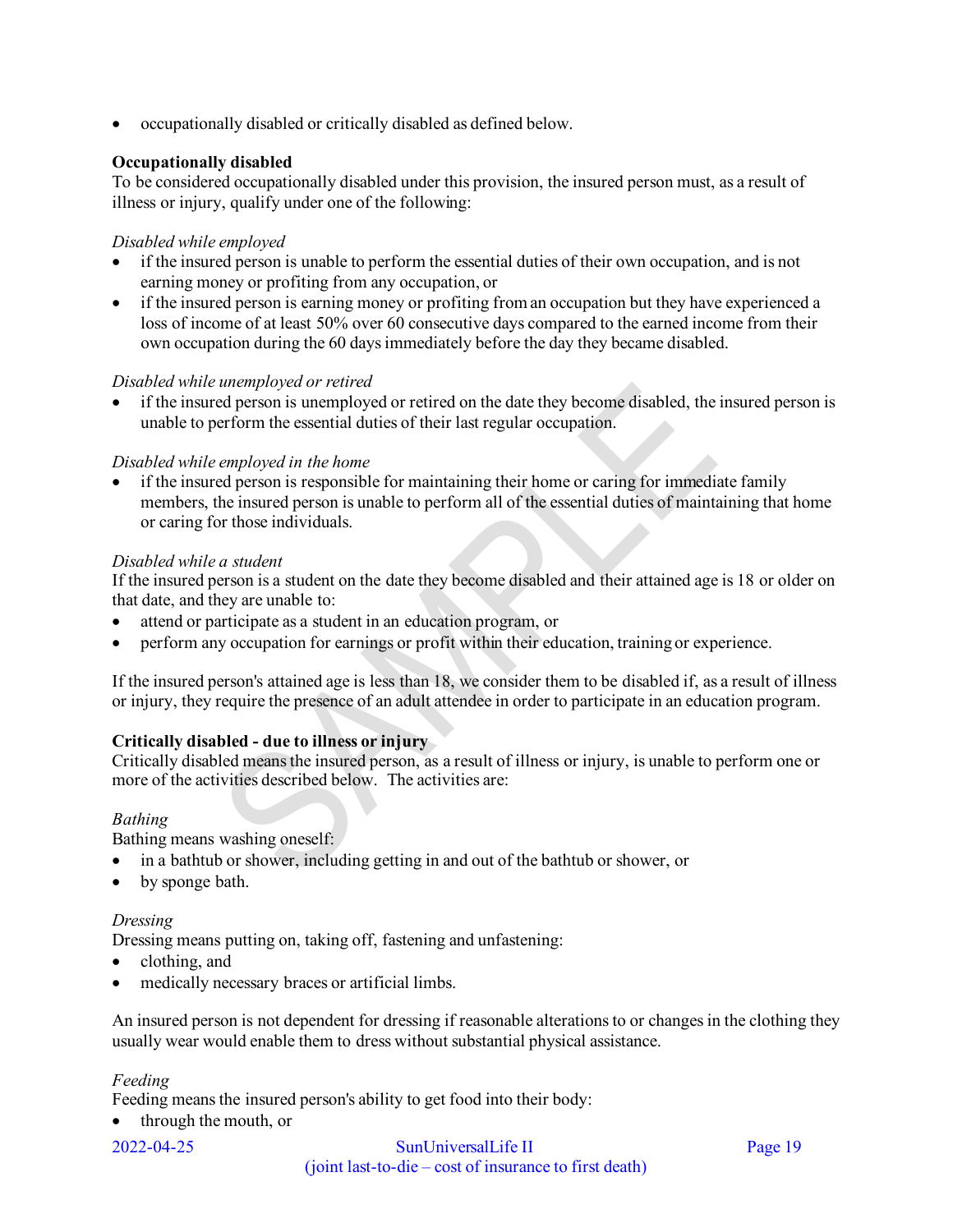- occupationally disabled or critically disabled as defined below.

**Occupationally disabled**
To be considered occupationally disabled under this provision, the insured person must, as a result of illness or injury, qualify under one of the following:

*Disabled while employed*

- if the insured person is unable to perform the essential duties of their own occupation, and is not earning money or profiting from any occupation, or
- if the insured person is earning money or profiting from an occupation but they have experienced a loss of income of at least 50% over 60 consecutive days compared to the earned income from their own occupation during the 60 days immediately before the day they became disabled.

*Disabled while unemployed or retired*

- if the insured person is unemployed or retired on the date they become disabled, the insured person is unable to perform the essential duties of their last regular occupation.

*Disabled while employed in the home*

- if the insured person is responsible for maintaining their home or caring for immediate family members, the insured person is unable to perform all of the essential duties of maintaining that home or caring for those individuals.

*Disabled while a student*
If the insured person is a student on the date they become disabled and their attained age is 18 or older on that date, and they are unable to:

- attend or participate as a student in an education program, or
- perform any occupation for earnings or profit within their education, training or experience.

If the insured person's attained age is less than 18, we consider them to be disabled if, as a result of illness or injury, they require the presence of an adult attendee in order to participate in an education program.

**Critically disabled - due to illness or injury**
Critically disabled means the insured person, as a result of illness or injury, is unable to perform one or more of the activities described below. The activities are:

*Bathing*
Bathing means washing oneself:

- in a bathtub or shower, including getting in and out of the bathtub or shower, or
- by sponge bath.

*Dressing*
Dressing means putting on, taking off, fastening and unfastening:

- clothing, and
- medically necessary braces or artificial limbs.

An insured person is not dependent for dressing if reasonable alterations to or changes in the clothing they usually wear would enable them to dress without substantial physical assistance.

*Feeding*
Feeding means the insured person's ability to get food into their body:

- through the mouth, or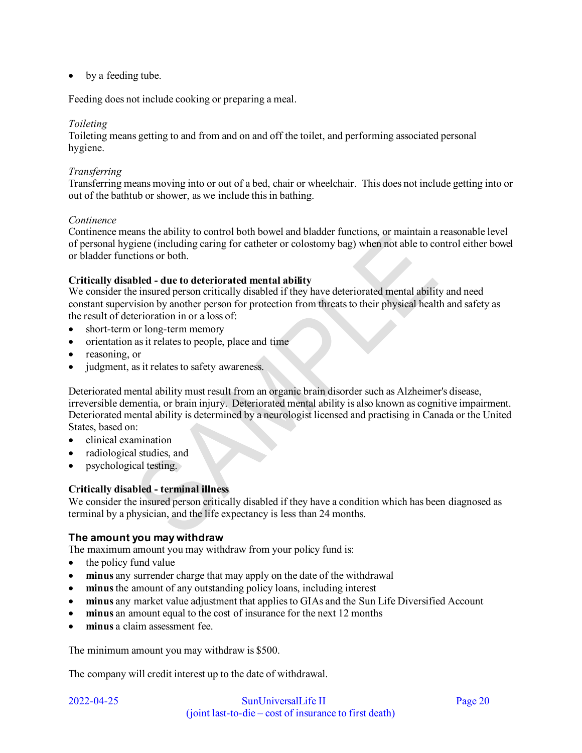- by a feeding tube.

Feeding does not include cooking or preparing a meal.

*Toileting*
Toileting means getting to and from and on and off the toilet, and performing associated personal hygiene.

*Transferring*
Transferring means moving into or out of a bed, chair or wheelchair. This does not include getting into or out of the bathtub or shower, as we include this in bathing.

*Continence*
Continence means the ability to control both bowel and bladder functions, or maintain a reasonable level of personal hygiene (including caring for catheter or colostomy bag) when not able to control either bowel or bladder functions or both.

**Critically disabled - due to deteriorated mental ability**
We consider the insured person critically disabled if they have deteriorated mental ability and need constant supervision by another person for protection from threats to their physical health and safety as the result of deterioration in or a loss of:

- short-term or long-term memory
- orientation as it relates to people, place and time
- reasoning, or
- judgment, as it relates to safety awareness.

Deteriorated mental ability must result from an organic brain disorder such as Alzheimer's disease, irreversible dementia, or brain injury. Deteriorated mental ability is also known as cognitive impairment. Deteriorated mental ability is determined by a neurologist licensed and practising in Canada or the United States, based on:

- clinical examination
- radiological studies, and
- psychological testing.

**Critically disabled - terminal illness**
We consider the insured person critically disabled if they have a condition which has been diagnosed as terminal by a physician, and the life expectancy is less than 24 months.

### The amount you may withdraw

The maximum amount you may withdraw from your policy fund is:

- the policy fund value
- **minus** any surrender charge that may apply on the date of the withdrawal
- **minus** the amount of any outstanding policy loans, including interest
- **minus** any market value adjustment that applies to GIAs and the Sun Life Diversified Account
- **minus** an amount equal to the cost of insurance for the next 12 months
- **minus** a claim assessment fee.

The minimum amount you may withdraw is $500.

The company will credit interest up to the date of withdrawal.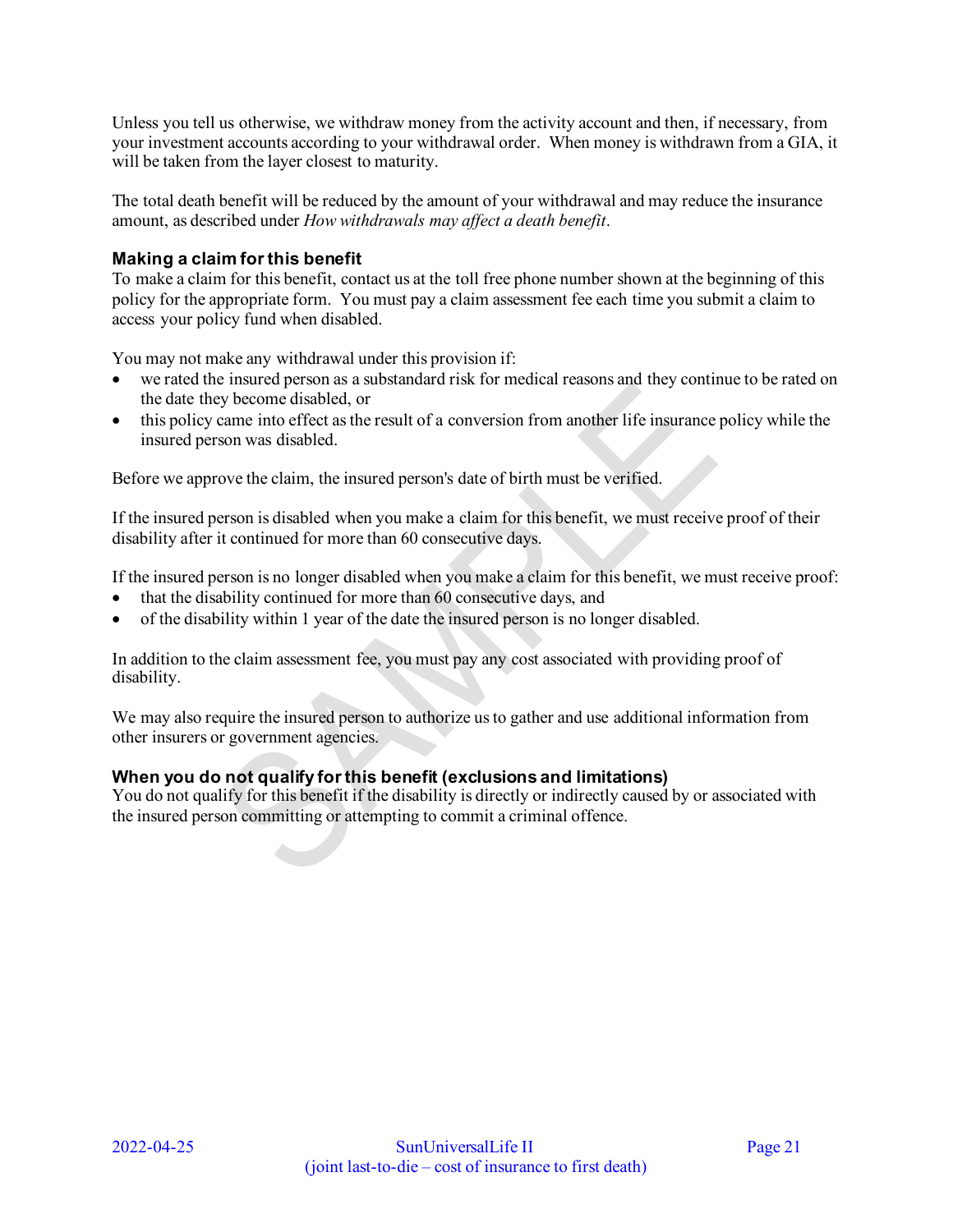Unless you tell us otherwise, we withdraw money from the activity account and then, if necessary, from your investment accounts according to your withdrawal order. When money is withdrawn from a GIA, it will be taken from the layer closest to maturity.

The total death benefit will be reduced by the amount of your withdrawal and may reduce the insurance amount, as described under *How withdrawals may affect a death benefit*.

### Making a claim for this benefit

To make a claim for this benefit, contact us at the toll free phone number shown at the beginning of this policy for the appropriate form. You must pay a claim assessment fee each time you submit a claim to access your policy fund when disabled.

You may not make any withdrawal under this provision if:

- we rated the insured person as a substandard risk for medical reasons and they continue to be rated on the date they become disabled, or
- this policy came into effect as the result of a conversion from another life insurance policy while the insured person was disabled.

Before we approve the claim, the insured person's date of birth must be verified.

If the insured person is disabled when you make a claim for this benefit, we must receive proof of their disability after it continued for more than 60 consecutive days.

If the insured person is no longer disabled when you make a claim for this benefit, we must receive proof:

- that the disability continued for more than 60 consecutive days, and
- of the disability within 1 year of the date the insured person is no longer disabled.

In addition to the claim assessment fee, you must pay any cost associated with providing proof of disability.

We may also require the insured person to authorize us to gather and use additional information from other insurers or government agencies.

### When you do not qualify for this benefit (exclusions and limitations)

You do not qualify for this benefit if the disability is directly or indirectly caused by or associated with the insured person committing or attempting to commit a criminal offence.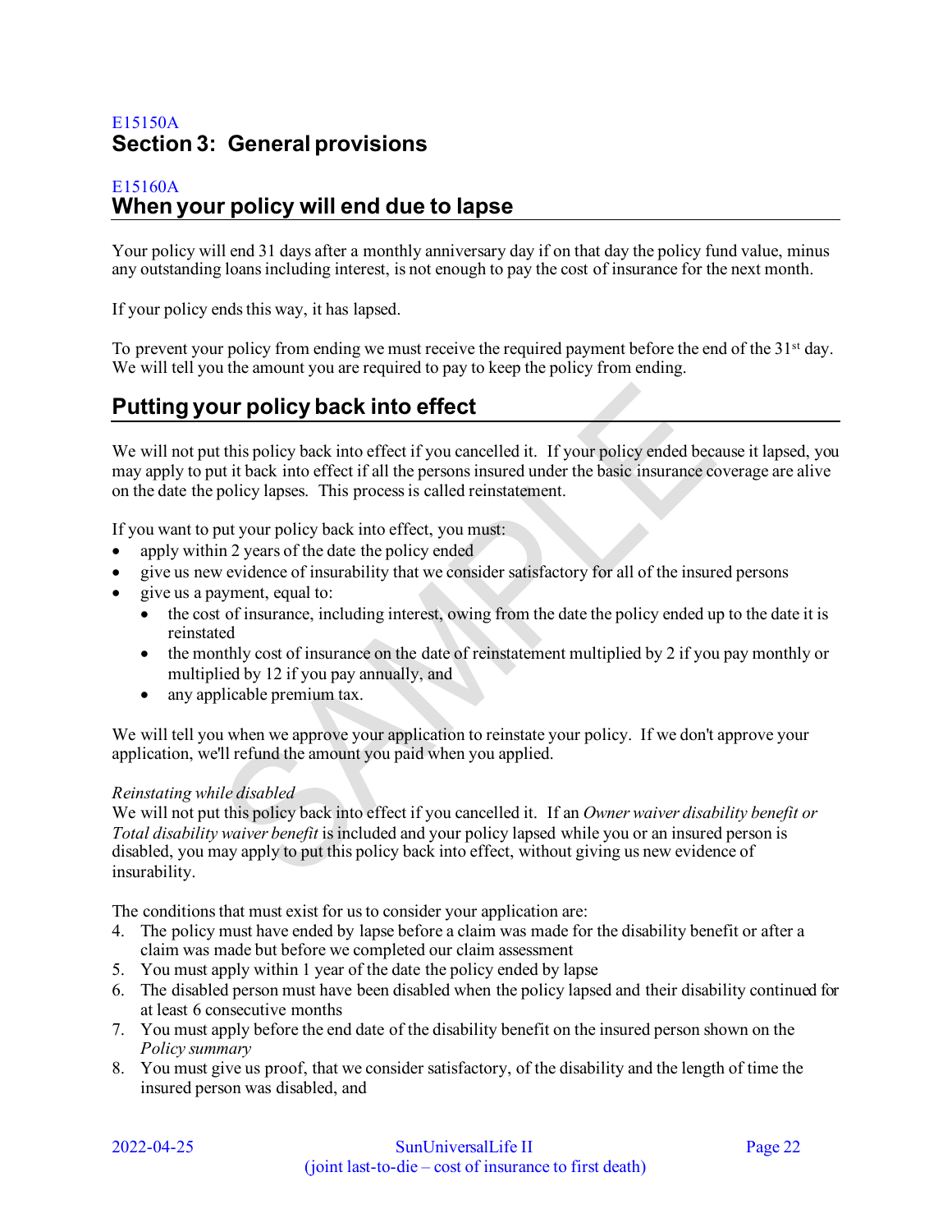E15150A

# Section 3: General provisions

E15160A

## When your policy will end due to lapse

Your policy will end 31 days after a monthly anniversary day if on that day the policy fund value, minus any outstanding loans including interest, is not enough to pay the cost of insurance for the next month.

If your policy ends this way, it has lapsed.

To prevent your policy from ending we must receive the required payment before the end of the 31st day. We will tell you the amount you are required to pay to keep the policy from ending.

## Putting your policy back into effect

We will not put this policy back into effect if you cancelled it. If your policy ended because it lapsed, you may apply to put it back into effect if all the persons insured under the basic insurance coverage are alive on the date the policy lapses. This process is called reinstatement.

If you want to put your policy back into effect, you must:

- apply within 2 years of the date the policy ended
- give us new evidence of insurability that we consider satisfactory for all of the insured persons
- give us a payment, equal to:
  - the cost of insurance, including interest, owing from the date the policy ended up to the date it is reinstated
  - the monthly cost of insurance on the date of reinstatement multiplied by 2 if you pay monthly or multiplied by 12 if you pay annually, and
  - any applicable premium tax.

We will tell you when we approve your application to reinstate your policy. If we don't approve your application, we'll refund the amount you paid when you applied.

*Reinstating while disabled*

We will not put this policy back into effect if you cancelled it. If an *Owner waiver disability benefit or Total disability waiver benefit* is included and your policy lapsed while you or an insured person is disabled, you may apply to put this policy back into effect, without giving us new evidence of insurability.

The conditions that must exist for us to consider your application are:

4. The policy must have ended by lapse before a claim was made for the disability benefit or after a claim was made but before we completed our claim assessment
5. You must apply within 1 year of the date the policy ended by lapse
6. The disabled person must have been disabled when the policy lapsed and their disability continued for at least 6 consecutive months
7. You must apply before the end date of the disability benefit on the insured person shown on the *Policy summary*
8. You must give us proof, that we consider satisfactory, of the disability and the length of time the insured person was disabled, and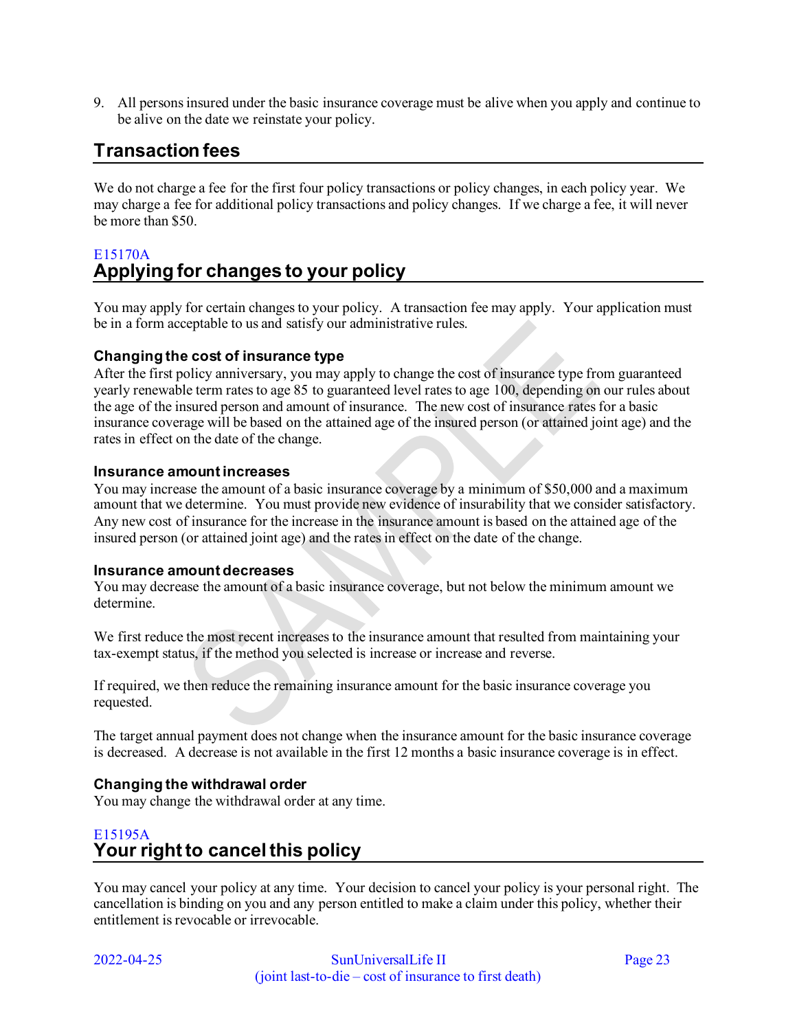9. All persons insured under the basic insurance coverage must be alive when you apply and continue to be alive on the date we reinstate your policy.

## Transaction fees

We do not charge a fee for the first four policy transactions or policy changes, in each policy year. We may charge a fee for additional policy transactions and policy changes. If we charge a fee, it will never be more than $50.

E15170A

## Applying for changes to your policy

You may apply for certain changes to your policy. A transaction fee may apply. Your application must be in a form acceptable to us and satisfy our administrative rules.

### Changing the cost of insurance type

After the first policy anniversary, you may apply to change the cost of insurance type from guaranteed yearly renewable term rates to age 85 to guaranteed level rates to age 100, depending on our rules about the age of the insured person and amount of insurance. The new cost of insurance rates for a basic insurance coverage will be based on the attained age of the insured person (or attained joint age) and the rates in effect on the date of the change.

### Insurance amount increases

You may increase the amount of a basic insurance coverage by a minimum of $50,000 and a maximum amount that we determine. You must provide new evidence of insurability that we consider satisfactory. Any new cost of insurance for the increase in the insurance amount is based on the attained age of the insured person (or attained joint age) and the rates in effect on the date of the change.

### Insurance amount decreases

You may decrease the amount of a basic insurance coverage, but not below the minimum amount we determine.

We first reduce the most recent increases to the insurance amount that resulted from maintaining your tax-exempt status, if the method you selected is increase or increase and reverse.

If required, we then reduce the remaining insurance amount for the basic insurance coverage you requested.

The target annual payment does not change when the insurance amount for the basic insurance coverage is decreased. A decrease is not available in the first 12 months a basic insurance coverage is in effect.

### Changing the withdrawal order

You may change the withdrawal order at any time.

E15195A

## Your right to cancel this policy

You may cancel your policy at any time. Your decision to cancel your policy is your personal right. The cancellation is binding on you and any person entitled to make a claim under this policy, whether their entitlement is revocable or irrevocable.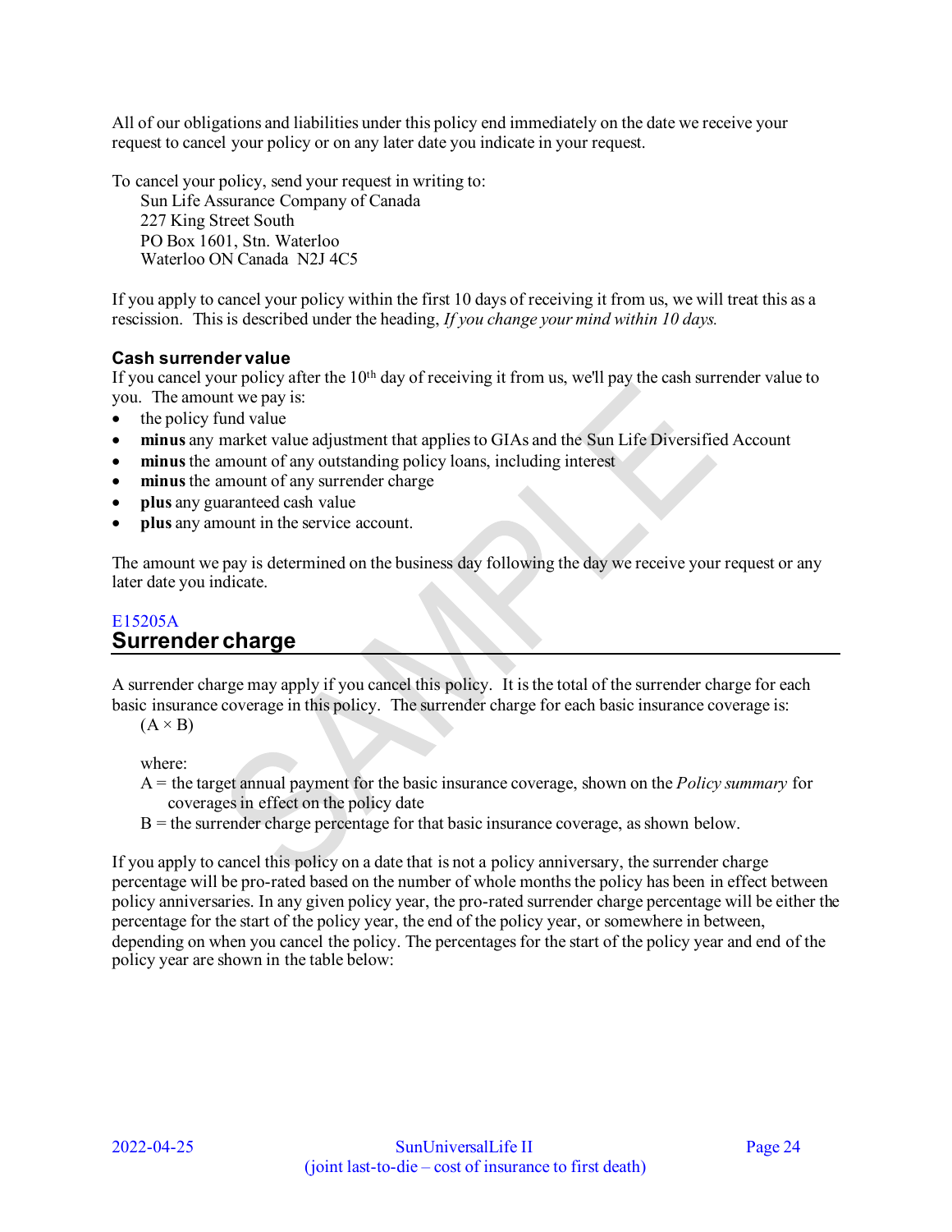All of our obligations and liabilities under this policy end immediately on the date we receive your request to cancel your policy or on any later date you indicate in your request.

To cancel your policy, send your request in writing to:

Sun Life Assurance Company of Canada
227 King Street South
PO Box 1601, Stn. Waterloo
Waterloo ON Canada  N2J 4C5

If you apply to cancel your policy within the first 10 days of receiving it from us, we will treat this as a rescission. This is described under the heading, *If you change your mind within 10 days.*

### Cash surrender value

If you cancel your policy after the 10th day of receiving it from us, we'll pay the cash surrender value to you. The amount we pay is:

- the policy fund value
- **minus** any market value adjustment that applies to GIAs and the Sun Life Diversified Account
- **minus** the amount of any outstanding policy loans, including interest
- **minus** the amount of any surrender charge
- **plus** any guaranteed cash value
- **plus** any amount in the service account.

The amount we pay is determined on the business day following the day we receive your request or any later date you indicate.

E15205A

## Surrender charge

A surrender charge may apply if you cancel this policy. It is the total of the surrender charge for each basic insurance coverage in this policy. The surrender charge for each basic insurance coverage is:

$(A \times B)$

where:

A = the target annual payment for the basic insurance coverage, shown on the *Policy summary* for coverages in effect on the policy date

B = the surrender charge percentage for that basic insurance coverage, as shown below.

If you apply to cancel this policy on a date that is not a policy anniversary, the surrender charge percentage will be pro-rated based on the number of whole months the policy has been in effect between policy anniversaries. In any given policy year, the pro-rated surrender charge percentage will be either the percentage for the start of the policy year, the end of the policy year, or somewhere in between, depending on when you cancel the policy. The percentages for the start of the policy year and end of the policy year are shown in the table below: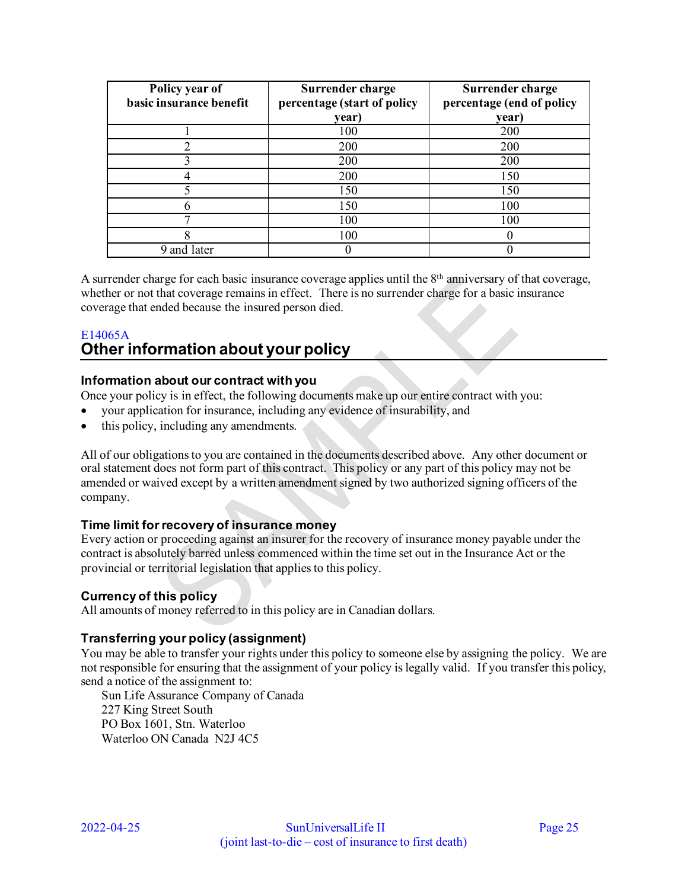| Policy year of basic insurance benefit | Surrender charge percentage (start of policy year) | Surrender charge percentage (end of policy year) |
|---|---|---|
| 1 | 100 | 200 |
| 2 | 200 | 200 |
| 3 | 200 | 200 |
| 4 | 200 | 150 |
| 5 | 150 | 150 |
| 6 | 150 | 100 |
| 7 | 100 | 100 |
| 8 | 100 | 0 |
| 9 and later | 0 | 0 |

A surrender charge for each basic insurance coverage applies until the 8th anniversary of that coverage, whether or not that coverage remains in effect. There is no surrender charge for a basic insurance coverage that ended because the insured person died.

E14065A

## Other information about your policy

### Information about our contract with you

Once your policy is in effect, the following documents make up our entire contract with you:

- your application for insurance, including any evidence of insurability, and
- this policy, including any amendments.

All of our obligations to you are contained in the documents described above. Any other document or oral statement does not form part of this contract. This policy or any part of this policy may not be amended or waived except by a written amendment signed by two authorized signing officers of the company.

### Time limit for recovery of insurance money

Every action or proceeding against an insurer for the recovery of insurance money payable under the contract is absolutely barred unless commenced within the time set out in the Insurance Act or the provincial or territorial legislation that applies to this policy.

### Currency of this policy

All amounts of money referred to in this policy are in Canadian dollars.

### Transferring your policy (assignment)

You may be able to transfer your rights under this policy to someone else by assigning the policy. We are not responsible for ensuring that the assignment of your policy is legally valid. If you transfer this policy, send a notice of the assignment to:

Sun Life Assurance Company of Canada
227 King Street South
PO Box 1601, Stn. Waterloo
Waterloo ON Canada N2J 4C5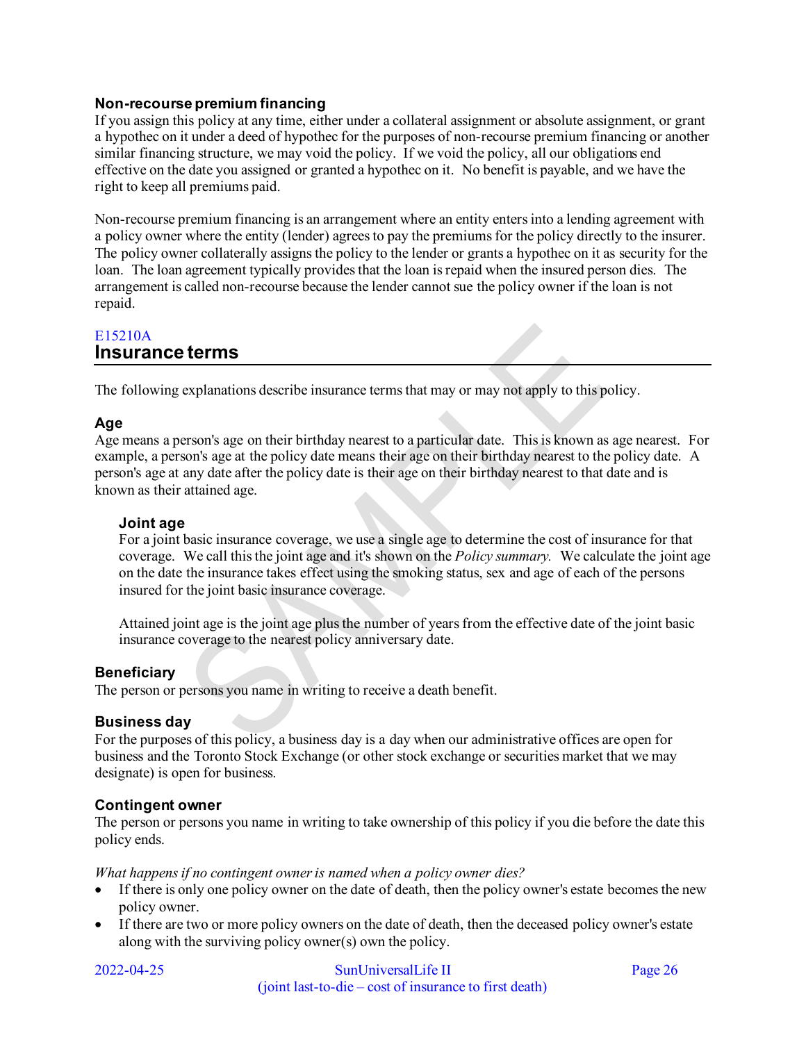### Non-recourse premium financing

If you assign this policy at any time, either under a collateral assignment or absolute assignment, or grant a hypothec on it under a deed of hypothec for the purposes of non-recourse premium financing or another similar financing structure, we may void the policy. If we void the policy, all our obligations end effective on the date you assigned or granted a hypothec on it. No benefit is payable, and we have the right to keep all premiums paid.

Non-recourse premium financing is an arrangement where an entity enters into a lending agreement with a policy owner where the entity (lender) agrees to pay the premiums for the policy directly to the insurer. The policy owner collaterally assigns the policy to the lender or grants a hypothec on it as security for the loan. The loan agreement typically provides that the loan is repaid when the insured person dies. The arrangement is called non-recourse because the lender cannot sue the policy owner if the loan is not repaid.

E15210A

## Insurance terms

The following explanations describe insurance terms that may or may not apply to this policy.

### Age

Age means a person's age on their birthday nearest to a particular date. This is known as age nearest. For example, a person's age at the policy date means their age on their birthday nearest to the policy date. A person's age at any date after the policy date is their age on their birthday nearest to that date and is known as their attained age.

#### Joint age

For a joint basic insurance coverage, we use a single age to determine the cost of insurance for that coverage. We call this the joint age and it's shown on the *Policy summary.* We calculate the joint age on the date the insurance takes effect using the smoking status, sex and age of each of the persons insured for the joint basic insurance coverage.

Attained joint age is the joint age plus the number of years from the effective date of the joint basic insurance coverage to the nearest policy anniversary date.

### Beneficiary

The person or persons you name in writing to receive a death benefit.

### Business day

For the purposes of this policy, a business day is a day when our administrative offices are open for business and the Toronto Stock Exchange (or other stock exchange or securities market that we may designate) is open for business.

### Contingent owner

The person or persons you name in writing to take ownership of this policy if you die before the date this policy ends.

*What happens if no contingent owner is named when a policy owner dies?*

- If there is only one policy owner on the date of death, then the policy owner's estate becomes the new policy owner.
- If there are two or more policy owners on the date of death, then the deceased policy owner's estate along with the surviving policy owner(s) own the policy.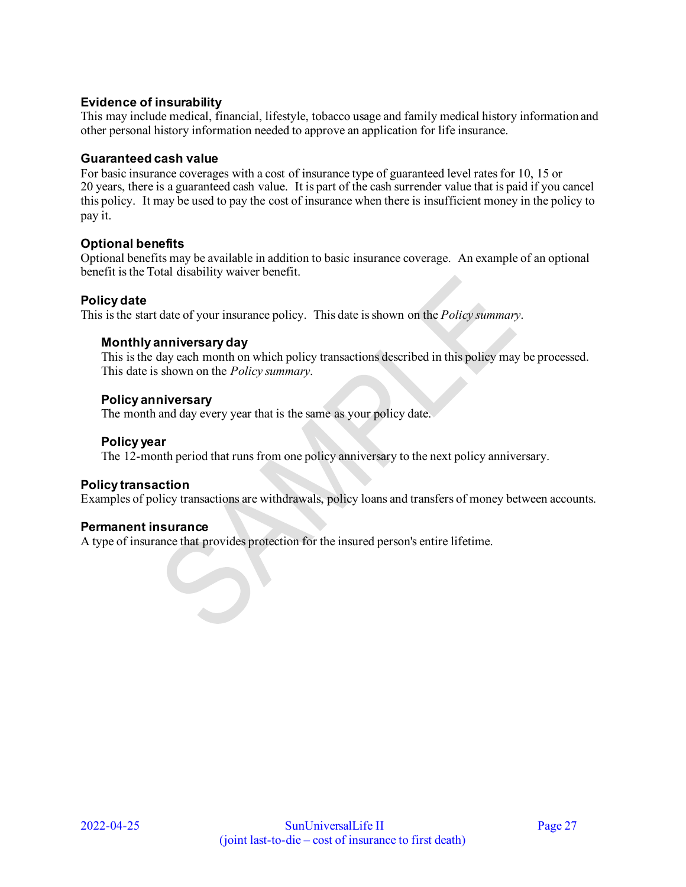### Evidence of insurability

This may include medical, financial, lifestyle, tobacco usage and family medical history information and other personal history information needed to approve an application for life insurance.

### Guaranteed cash value

For basic insurance coverages with a cost of insurance type of guaranteed level rates for 10, 15 or 20 years, there is a guaranteed cash value. It is part of the cash surrender value that is paid if you cancel this policy. It may be used to pay the cost of insurance when there is insufficient money in the policy to pay it.

### Optional benefits

Optional benefits may be available in addition to basic insurance coverage. An example of an optional benefit is the Total disability waiver benefit.

### Policy date

This is the start date of your insurance policy. This date is shown on the *Policy summary*.

#### Monthly anniversary day

This is the day each month on which policy transactions described in this policy may be processed. This date is shown on the *Policy summary*.

#### Policy anniversary

The month and day every year that is the same as your policy date.

#### Policy year

The 12-month period that runs from one policy anniversary to the next policy anniversary.

### Policy transaction

Examples of policy transactions are withdrawals, policy loans and transfers of money between accounts.

### Permanent insurance

A type of insurance that provides protection for the insured person's entire lifetime.